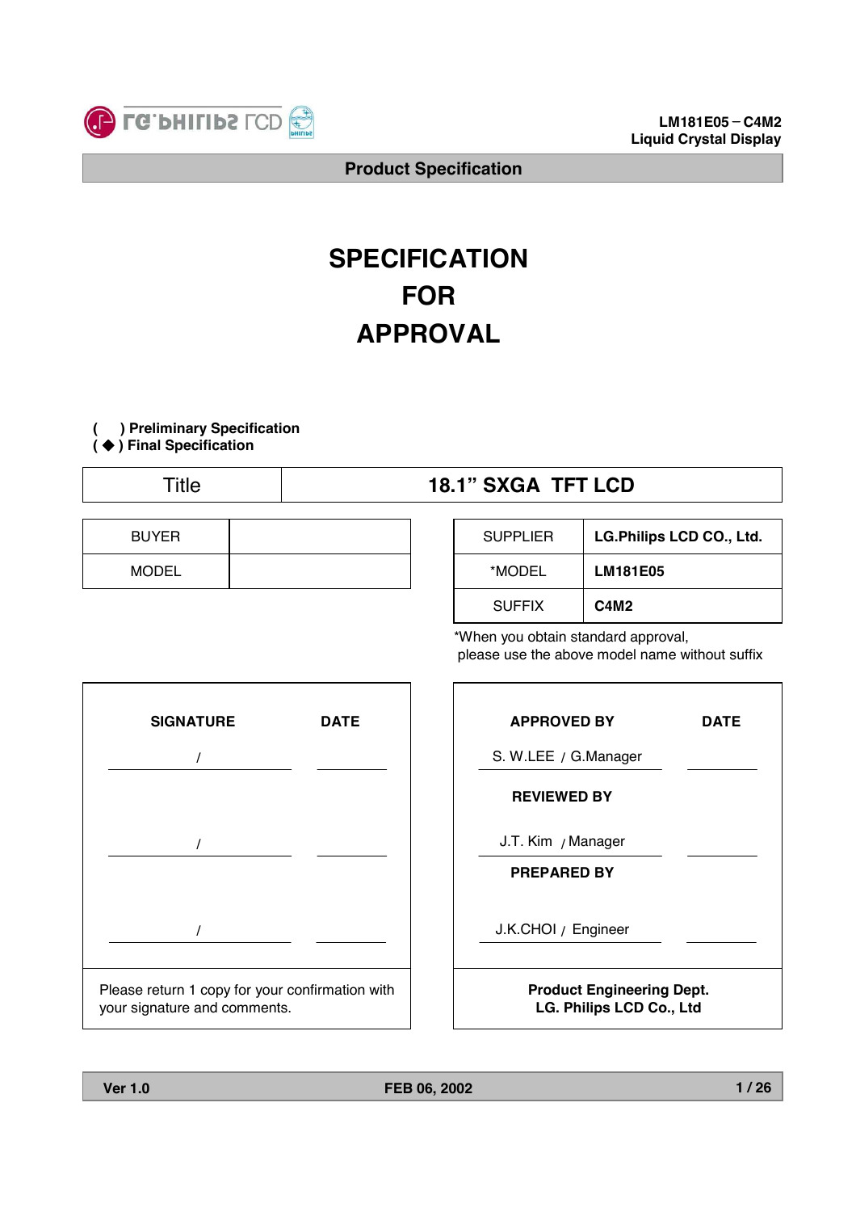# SPECIFICATION FOR APPROVAL

( ) Preliminary Specification
( ◆ ) Final Specification

| Title | 18.1" SXGA TFT LCD |
|---|---|

| BUYER | |
|---|---|
| MODEL | |

| SUPPLIER | LG.Philips LCD CO., Ltd. |
|---|---|
| *MODEL | LM181E05 |
| SUFFIX | C4M2 |

*When you obtain standard approval, please use the above model name without suffix

| SIGNATURE | DATE |
|---|---|
| / | |
| / | |
| / | |

Please return 1 copy for your confirmation with your signature and comments.

| APPROVED BY | DATE |
|---|---|
| S. W.LEE / G.Manager | |
| **REVIEWED BY** | |
| J.T. Kim / Manager | |
| **PREPARED BY** | |
| J.K.CHOI / Engineer | |

**Product Engineering Dept.**
**LG. Philips LCD Co., Ltd**

Ver 1.0 FEB 06, 2002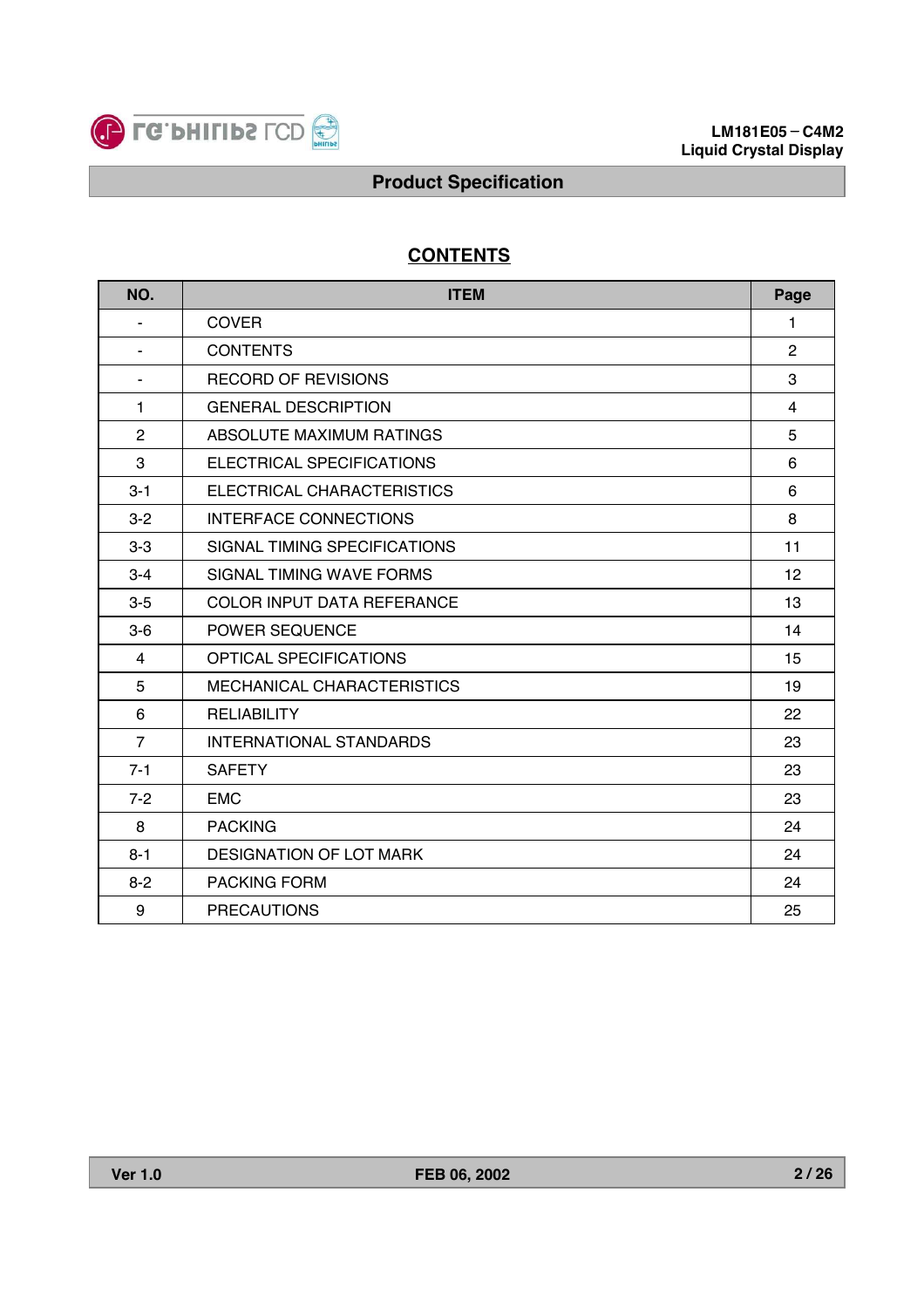## CONTENTS

| NO. | ITEM | Page |
|---|---|---|
| - | COVER | 1 |
| - | CONTENTS | 2 |
| - | RECORD OF REVISIONS | 3 |
| 1 | GENERAL DESCRIPTION | 4 |
| 2 | ABSOLUTE MAXIMUM RATINGS | 5 |
| 3 | ELECTRICAL SPECIFICATIONS | 6 |
| 3-1 | ELECTRICAL CHARACTERISTICS | 6 |
| 3-2 | INTERFACE CONNECTIONS | 8 |
| 3-3 | SIGNAL TIMING SPECIFICATIONS | 11 |
| 3-4 | SIGNAL TIMING WAVE FORMS | 12 |
| 3-5 | COLOR INPUT DATA REFERANCE | 13 |
| 3-6 | POWER SEQUENCE | 14 |
| 4 | OPTICAL SPECIFICATIONS | 15 |
| 5 | MECHANICAL CHARACTERISTICS | 19 |
| 6 | RELIABILITY | 22 |
| 7 | INTERNATIONAL STANDARDS | 23 |
| 7-1 | SAFETY | 23 |
| 7-2 | EMC | 23 |
| 8 | PACKING | 24 |
| 8-1 | DESIGNATION OF LOT MARK | 24 |
| 8-2 | PACKING FORM | 24 |
| 9 | PRECAUTIONS | 25 |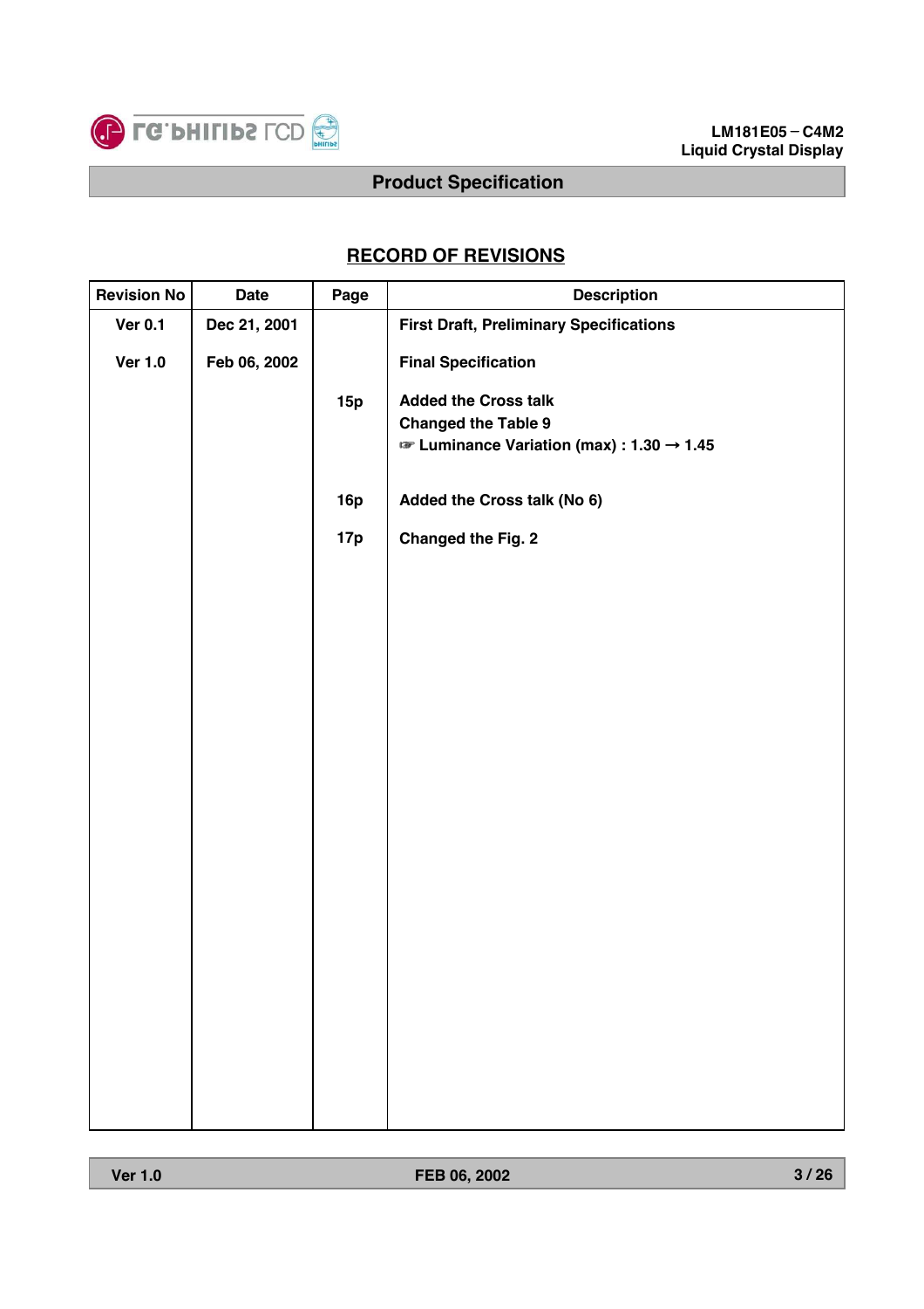## RECORD OF REVISIONS

| Revision No | Date | Page | Description |
|---|---|---|---|
| Ver 0.1 | Dec 21, 2001 | | First Draft, Preliminary Specifications |
| Ver 1.0 | Feb 06, 2002 | | Final Specification |
| | | 15p | Added the Cross talk<br>Changed the Table 9<br>☞ Luminance Variation (max) : 1.30 → 1.45 |
| | | 16p | Added the Cross talk (No 6) |
| | | 17p | Changed the Fig. 2 |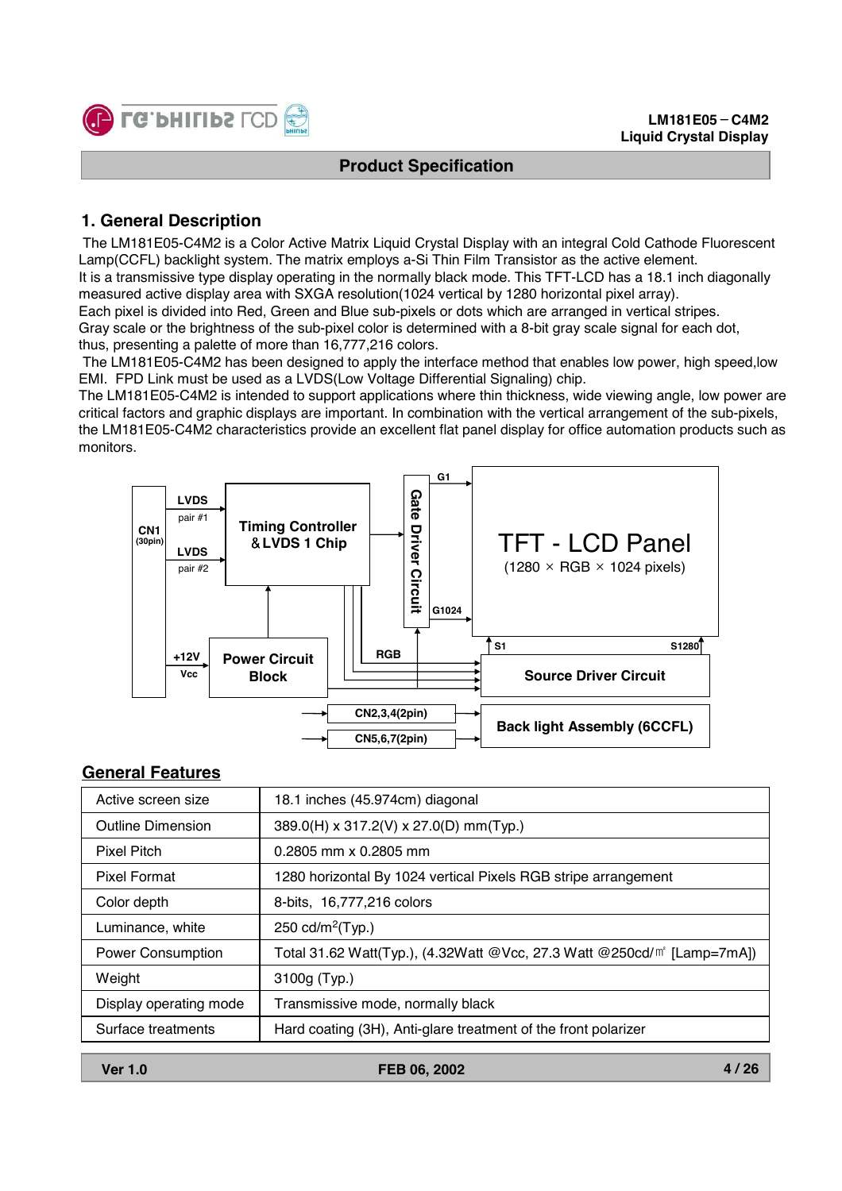## Product Specification

# 1. General Description

The LM181E05-C4M2 is a Color Active Matrix Liquid Crystal Display with an integral Cold Cathode Fluorescent Lamp(CCFL) backlight system. The matrix employs a-Si Thin Film Transistor as the active element.
It is a transmissive type display operating in the normally black mode. This TFT-LCD has a 18.1 inch diagonally measured active display area with SXGA resolution(1024 vertical by 1280 horizontal pixel array).
Each pixel is divided into Red, Green and Blue sub-pixels or dots which are arranged in vertical stripes.
Gray scale or the brightness of the sub-pixel color is determined with a 8-bit gray scale signal for each dot, thus, presenting a palette of more than 16,777,216 colors.
The LM181E05-C4M2 has been designed to apply the interface method that enables low power, high speed,low EMI. FPD Link must be used as a LVDS(Low Voltage Differential Signaling) chip.
The LM181E05-C4M2 is intended to support applications where thin thickness, wide viewing angle, low power are critical factors and graphic displays are important. In combination with the vertical arrangement of the sub-pixels, the LM181E05-C4M2 characteristics provide an excellent flat panel display for office automation products such as monitors.

CN1 (30pin)
LVDS pair #1
LVDS pair #2
Timing Controller & LVDS 1 Chip
Gate Driver Circuit
G1
G1024
TFT - LCD Panel (1280 × RGB × 1024 pixels)
S1
S1280
+12V Vcc
Power Circuit Block
RGB
Source Driver Circuit
CN2,3,4(2pin)
CN5,6,7(2pin)
Back light Assembly (6CCFL)

## General Features

| | |
|---|---|
| Active screen size | 18.1 inches (45.974cm) diagonal |
| Outline Dimension | 389.0(H) x 317.2(V) x 27.0(D) mm(Typ.) |
| Pixel Pitch | 0.2805 mm x 0.2805 mm |
| Pixel Format | 1280 horizontal By 1024 vertical Pixels RGB stripe arrangement |
| Color depth | 8-bits, 16,777,216 colors |
| Luminance, white | 250 cd/m$^2$(Typ.) |
| Power Consumption | Total 31.62 Watt(Typ.), (4.32Watt @Vcc, 27.3 Watt @250cd/㎡ [Lamp=7mA]) |
| Weight | 3100g (Typ.) |
| Display operating mode | Transmissive mode, normally black |
| Surface treatments | Hard coating (3H), Anti-glare treatment of the front polarizer |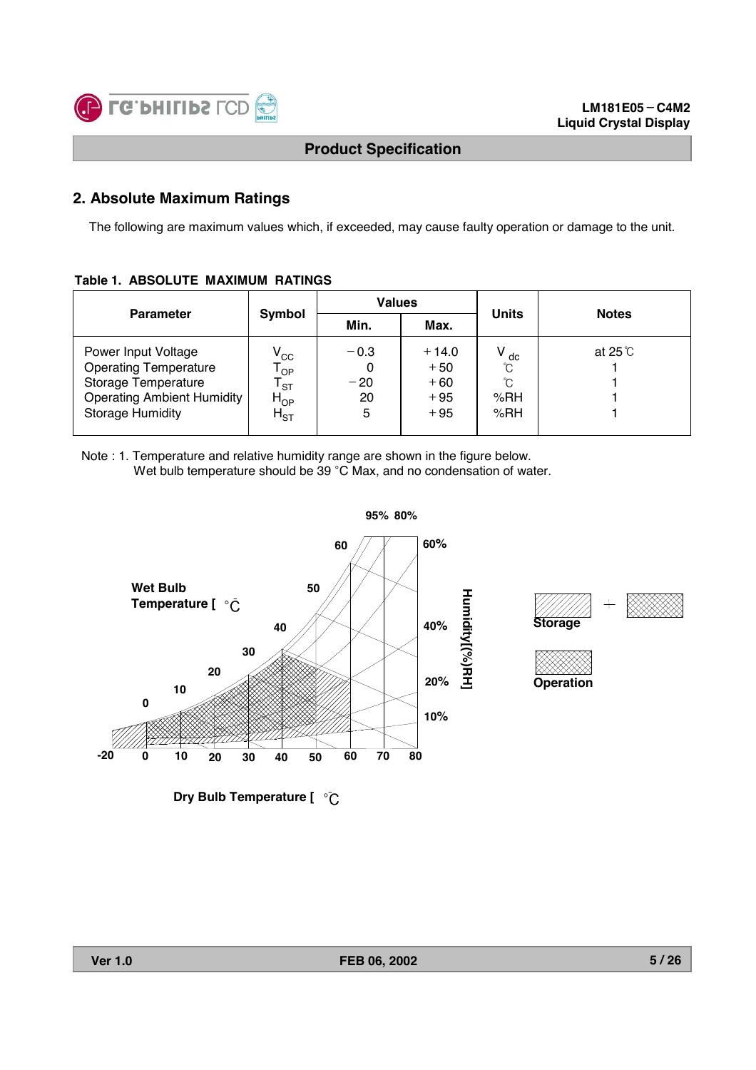## 2. Absolute Maximum Ratings

The following are maximum values which, if exceeded, may cause faulty operation or damage to the unit.

**Table 1. ABSOLUTE MAXIMUM RATINGS**

| Parameter | Symbol | Values | | Units | Notes |
|---|---|---|---|---|---|
| | | Min. | Max. | | |
| Power Input Voltage | $V_{CC}$ | −0.3 | +14.0 | $V_{dc}$ | at 25℃ |
| Operating Temperature | $T_{OP}$ | 0 | +50 | ℃ | 1 |
| Storage Temperature | $T_{ST}$ | −20 | +60 | ℃ | 1 |
| Operating Ambient Humidity | $H_{OP}$ | 20 | +95 | %RH | 1 |
| Storage Humidity | $H_{ST}$ | 5 | +95 | %RH | 1 |

Note : 1. Temperature and relative humidity range are shown in the figure below.
Wet bulb temperature should be 39 °C Max, and no condensation of water.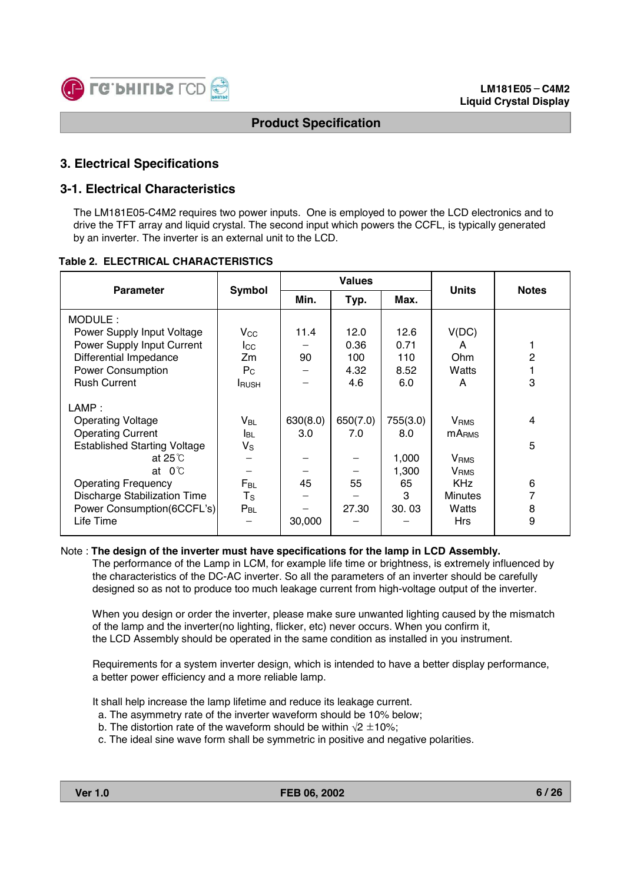## 3. Electrical Specifications

### 3-1. Electrical Characteristics

The LM181E05-C4M2 requires two power inputs. One is employed to power the LCD electronics and to drive the TFT array and liquid crystal. The second input which powers the CCFL, is typically generated by an inverter. The inverter is an external unit to the LCD.

**Table 2. ELECTRICAL CHARACTERISTICS**

| Parameter | Symbol | Values | | | Units | Notes |
|---|---|---|---|---|---|---|
| | | Min. | Typ. | Max. | | |
| MODULE : | | | | | | |
| Power Supply Input Voltage | $V_{CC}$ | 11.4 | 12.0 | 12.6 | V(DC) | |
| Power Supply Input Current | $I_{CC}$ | – | 0.36 | 0.71 | A | 1 |
| Differential Impedance | Zm | 90 | 100 | 110 | Ohm | 2 |
| Power Consumption | $P_C$ | – | 4.32 | 8.52 | Watts | 1 |
| Rush Current | $I_{RUSH}$ | – | 4.6 | 6.0 | A | 3 |
| LAMP : | | | | | | |
| Operating Voltage | $V_{BL}$ | 630(8.0) | 650(7.0) | 755(3.0) | $V_{RMS}$ | 4 |
| Operating Current | $I_{BL}$ | 3.0 | 7.0 | 8.0 | $mA_{RMS}$ | |
| Established Starting Voltage | $V_S$ | | | | | 5 |
| at 25℃ | – | – | – | 1,000 | $V_{RMS}$ | |
| at 0℃ | – | – | – | 1,300 | $V_{RMS}$ | |
| Operating Frequency | $F_{BL}$ | 45 | 55 | 65 | KHz | 6 |
| Discharge Stabilization Time | $T_S$ | – | – | 3 | Minutes | 7 |
| Power Consumption(6CCFL's) | $P_{BL}$ | – | 27.30 | 30. 03 | Watts | 8 |
| Life Time | – | 30,000 | – | – | Hrs | 9 |

Note : **The design of the inverter must have specifications for the lamp in LCD Assembly.**
The performance of the Lamp in LCM, for example life time or brightness, is extremely influenced by the characteristics of the DC-AC inverter. So all the parameters of an inverter should be carefully designed so as not to produce too much leakage current from high-voltage output of the inverter.

When you design or order the inverter, please make sure unwanted lighting caused by the mismatch of the lamp and the inverter(no lighting, flicker, etc) never occurs. When you confirm it, the LCD Assembly should be operated in the same condition as installed in you instrument.

Requirements for a system inverter design, which is intended to have a better display performance, a better power efficiency and a more reliable lamp.

It shall help increase the lamp lifetime and reduce its leakage current.

a. The asymmetry rate of the inverter waveform should be 10% below;
b. The distortion rate of the waveform should be within $\sqrt{2}$ ±10%;
c. The ideal sine wave form shall be symmetric in positive and negative polarities.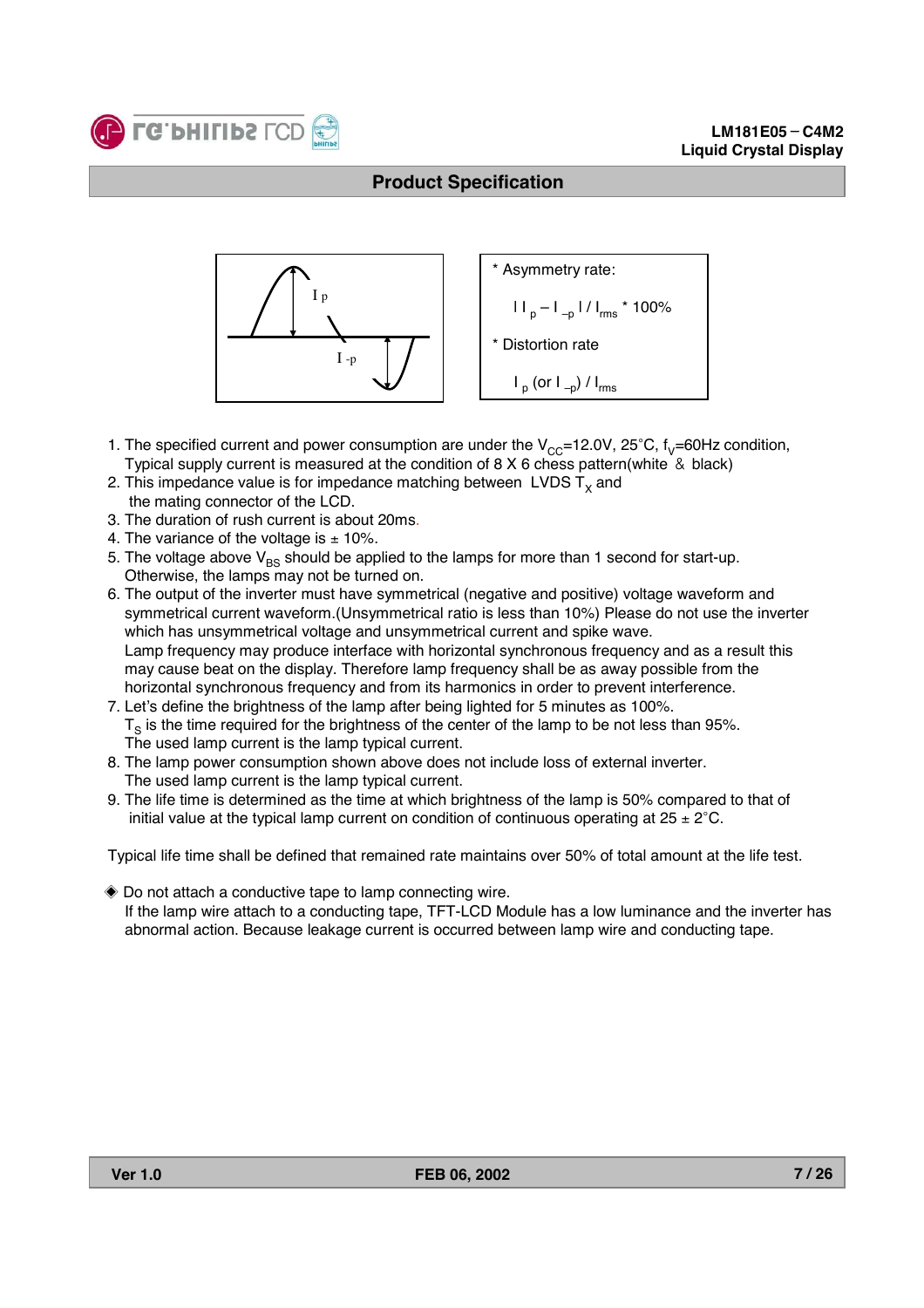I p

I -p

* Asymmetry rate:

$| I_p - I_{-p} | / I_{rms}$ * 100%

* Distortion rate

$I_p$ (or $I_{-p}$) / $I_{rms}$

1. The specified current and power consumption are under the $V_{CC}$=12.0V, 25°C, $f_V$=60Hz condition, Typical supply current is measured at the condition of 8 X 6 chess pattern(white ＆ black)
2. This impedance value is for impedance matching between LVDS $T_X$ and the mating connector of the LCD.
3. The duration of rush current is about 20ms.
4. The variance of the voltage is ± 10%.
5. The voltage above $V_{BS}$ should be applied to the lamps for more than 1 second for start-up. Otherwise, the lamps may not be turned on.
6. The output of the inverter must have symmetrical (negative and positive) voltage waveform and symmetrical current waveform.(Unsymmetrical ratio is less than 10%) Please do not use the inverter which has unsymmetrical voltage and unsymmetrical current and spike wave.
   Lamp frequency may produce interface with horizontal synchronous frequency and as a result this may cause beat on the display. Therefore lamp frequency shall be as away possible from the horizontal synchronous frequency and from its harmonics in order to prevent interference.
7. Let's define the brightness of the lamp after being lighted for 5 minutes as 100%.
   $T_S$ is the time required for the brightness of the center of the lamp to be not less than 95%.
   The used lamp current is the lamp typical current.
8. The lamp power consumption shown above does not include loss of external inverter.
   The used lamp current is the lamp typical current.
9. The life time is determined as the time at which brightness of the lamp is 50% compared to that of initial value at the typical lamp current on condition of continuous operating at 25 ± 2°C.

Typical life time shall be defined that remained rate maintains over 50% of total amount at the life test.

◈ Do not attach a conductive tape to lamp connecting wire.
If the lamp wire attach to a conducting tape, TFT-LCD Module has a low luminance and the inverter has abnormal action. Because leakage current is occurred between lamp wire and conducting tape.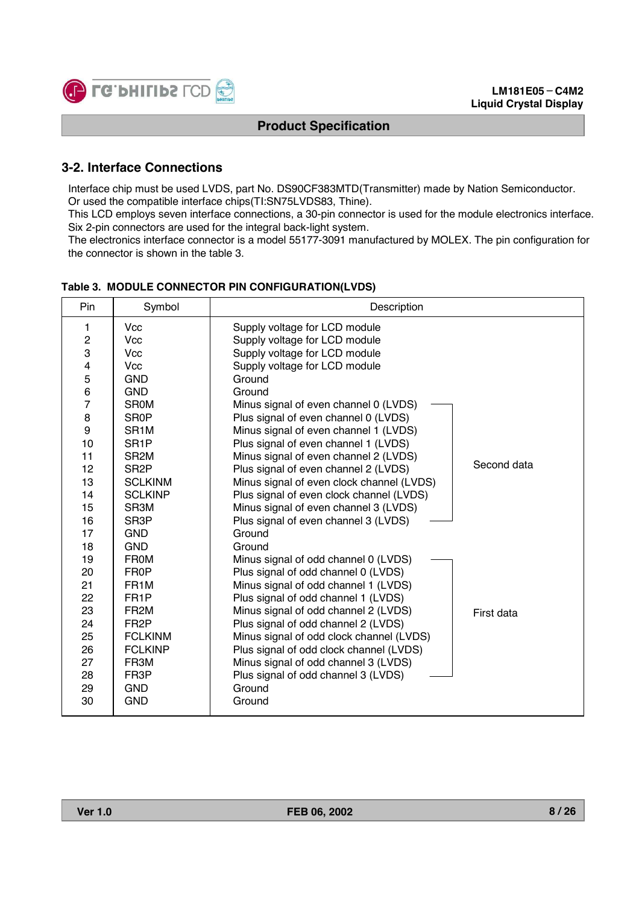## 3-2. Interface Connections

Interface chip must be used LVDS, part No. DS90CF383MTD(Transmitter) made by Nation Semiconductor. Or used the compatible interface chips(TI:SN75LVDS83, Thine).
This LCD employs seven interface connections, a 30-pin connector is used for the module electronics interface. Six 2-pin connectors are used for the integral back-light system.
The electronics interface connector is a model 55177-3091 manufactured by MOLEX. The pin configuration for the connector is shown in the table 3.

**Table 3. MODULE CONNECTOR PIN CONFIGURATION(LVDS)**

| Pin | Symbol | Description | |
|---|---|---|---|
| 1 | Vcc | Supply voltage for LCD module | |
| 2 | Vcc | Supply voltage for LCD module | |
| 3 | Vcc | Supply voltage for LCD module | |
| 4 | Vcc | Supply voltage for LCD module | |
| 5 | GND | Ground | |
| 6 | GND | Ground | |
| 7 | SR0M | Minus signal of even channel 0 (LVDS) | Second data |
| 8 | SR0P | Plus signal of even channel 0 (LVDS) | Second data |
| 9 | SR1M | Minus signal of even channel 1 (LVDS) | Second data |
| 10 | SR1P | Plus signal of even channel 1 (LVDS) | Second data |
| 11 | SR2M | Minus signal of even channel 2 (LVDS) | Second data |
| 12 | SR2P | Plus signal of even channel 2 (LVDS) | Second data |
| 13 | SCLKINM | Minus signal of even clock channel (LVDS) | Second data |
| 14 | SCLKINP | Plus signal of even clock channel (LVDS) | Second data |
| 15 | SR3M | Minus signal of even channel 3 (LVDS) | Second data |
| 16 | SR3P | Plus signal of even channel 3 (LVDS) | Second data |
| 17 | GND | Ground | |
| 18 | GND | Ground | |
| 19 | FR0M | Minus signal of odd channel 0 (LVDS) | First data |
| 20 | FR0P | Plus signal of odd channel 0 (LVDS) | First data |
| 21 | FR1M | Minus signal of odd channel 1 (LVDS) | First data |
| 22 | FR1P | Plus signal of odd channel 1 (LVDS) | First data |
| 23 | FR2M | Minus signal of odd channel 2 (LVDS) | First data |
| 24 | FR2P | Plus signal of odd channel 2 (LVDS) | First data |
| 25 | FCLKINM | Minus signal of odd clock channel (LVDS) | First data |
| 26 | FCLKINP | Plus signal of odd clock channel (LVDS) | First data |
| 27 | FR3M | Minus signal of odd channel 3 (LVDS) | First data |
| 28 | FR3P | Plus signal of odd channel 3 (LVDS) | First data |
| 29 | GND | Ground | |
| 30 | GND | Ground | |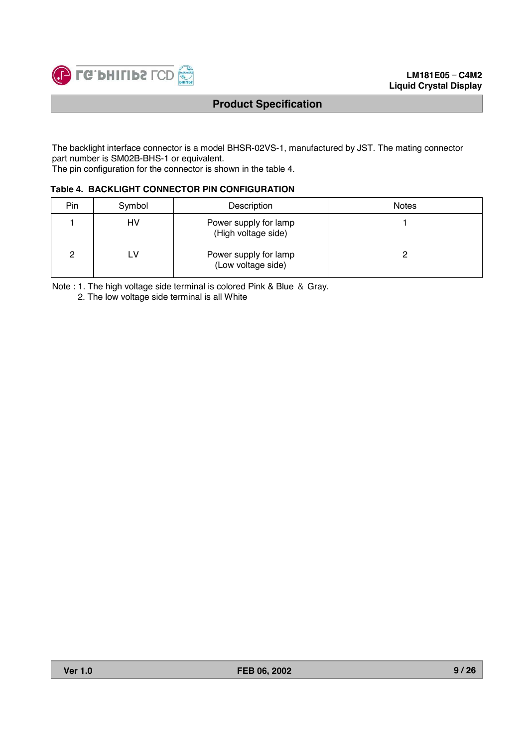The backlight interface connector is a model BHSR-02VS-1, manufactured by JST. The mating connector part number is SM02B-BHS-1 or equivalent.
The pin configuration for the connector is shown in the table 4.

**Table 4. BACKLIGHT CONNECTOR PIN CONFIGURATION**

| Pin | Symbol | Description | Notes |
|---|---|---|---|
| 1 | HV | Power supply for lamp (High voltage side) | 1 |
| 2 | LV | Power supply for lamp (Low voltage side) | 2 |

Note : 1. The high voltage side terminal is colored Pink & Blue ＆ Gray.
2. The low voltage side terminal is all White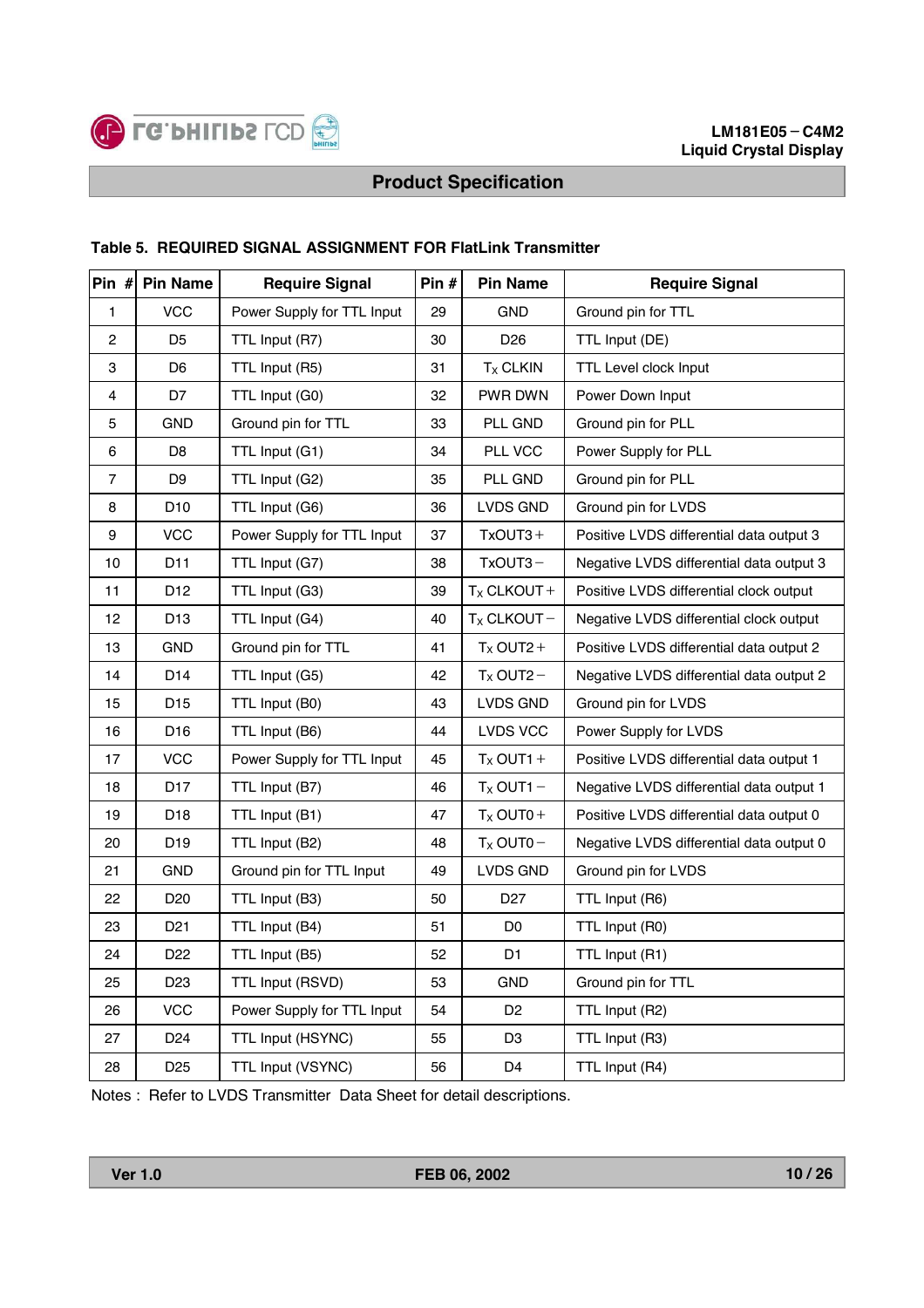## Product Specification

**Table 5. REQUIRED SIGNAL ASSIGNMENT FOR FlatLink Transmitter**

| Pin # | Pin Name | Require Signal | Pin # | Pin Name | Require Signal |
|---|---|---|---|---|---|
| 1 | VCC | Power Supply for TTL Input | 29 | GND | Ground pin for TTL |
| 2 | D5 | TTL Input (R7) | 30 | D26 | TTL Input (DE) |
| 3 | D6 | TTL Input (R5) | 31 | $T_X$ CLKIN | TTL Level clock Input |
| 4 | D7 | TTL Input (G0) | 32 | PWR DWN | Power Down Input |
| 5 | GND | Ground pin for TTL | 33 | PLL GND | Ground pin for PLL |
| 6 | D8 | TTL Input (G1) | 34 | PLL VCC | Power Supply for PLL |
| 7 | D9 | TTL Input (G2) | 35 | PLL GND | Ground pin for PLL |
| 8 | D10 | TTL Input (G6) | 36 | LVDS GND | Ground pin for LVDS |
| 9 | VCC | Power Supply for TTL Input | 37 | TxOUT3+ | Positive LVDS differential data output 3 |
| 10 | D11 | TTL Input (G7) | 38 | TxOUT3− | Negative LVDS differential data output 3 |
| 11 | D12 | TTL Input (G3) | 39 | $T_X$ CLKOUT+ | Positive LVDS differential clock output |
| 12 | D13 | TTL Input (G4) | 40 | $T_X$ CLKOUT− | Negative LVDS differential clock output |
| 13 | GND | Ground pin for TTL | 41 | $T_X$ OUT2+ | Positive LVDS differential data output 2 |
| 14 | D14 | TTL Input (G5) | 42 | $T_X$ OUT2− | Negative LVDS differential data output 2 |
| 15 | D15 | TTL Input (B0) | 43 | LVDS GND | Ground pin for LVDS |
| 16 | D16 | TTL Input (B6) | 44 | LVDS VCC | Power Supply for LVDS |
| 17 | VCC | Power Supply for TTL Input | 45 | $T_X$ OUT1+ | Positive LVDS differential data output 1 |
| 18 | D17 | TTL Input (B7) | 46 | $T_X$ OUT1− | Negative LVDS differential data output 1 |
| 19 | D18 | TTL Input (B1) | 47 | $T_X$ OUT0+ | Positive LVDS differential data output 0 |
| 20 | D19 | TTL Input (B2) | 48 | $T_X$ OUT0− | Negative LVDS differential data output 0 |
| 21 | GND | Ground pin for TTL Input | 49 | LVDS GND | Ground pin for LVDS |
| 22 | D20 | TTL Input (B3) | 50 | D27 | TTL Input (R6) |
| 23 | D21 | TTL Input (B4) | 51 | D0 | TTL Input (R0) |
| 24 | D22 | TTL Input (B5) | 52 | D1 | TTL Input (R1) |
| 25 | D23 | TTL Input (RSVD) | 53 | GND | Ground pin for TTL |
| 26 | VCC | Power Supply for TTL Input | 54 | D2 | TTL Input (R2) |
| 27 | D24 | TTL Input (HSYNC) | 55 | D3 | TTL Input (R3) |
| 28 | D25 | TTL Input (VSYNC) | 56 | D4 | TTL Input (R4) |

Notes : Refer to LVDS Transmitter Data Sheet for detail descriptions.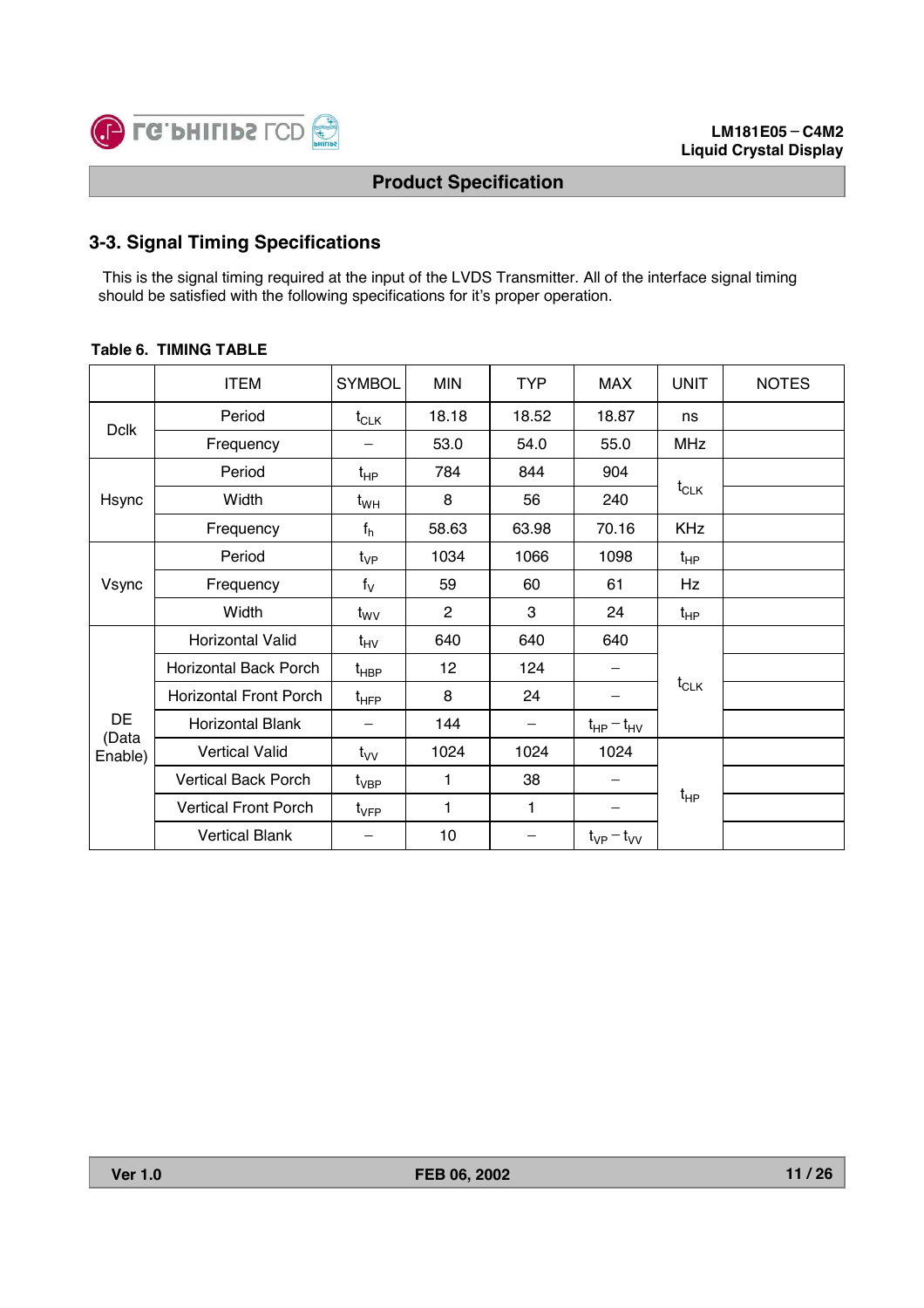## 3-3. Signal Timing Specifications

This is the signal timing required at the input of the LVDS Transmitter. All of the interface signal timing should be satisfied with the following specifications for it's proper operation.

**Table 6. TIMING TABLE**

| | ITEM | SYMBOL | MIN | TYP | MAX | UNIT | NOTES |
|---|---|---|---|---|---|---|---|
| Dclk | Period | $t_{CLK}$ | 18.18 | 18.52 | 18.87 | ns | |
| | Frequency | – | 53.0 | 54.0 | 55.0 | MHz | |
| Hsync | Period | $t_{HP}$ | 784 | 844 | 904 | $t_{CLK}$ | |
| | Width | $t_{WH}$ | 8 | 56 | 240 | | |
| | Frequency | $f_h$ | 58.63 | 63.98 | 70.16 | KHz | |
| Vsync | Period | $t_{VP}$ | 1034 | 1066 | 1098 | $t_{HP}$ | |
| | Frequency | $f_V$ | 59 | 60 | 61 | Hz | |
| | Width | $t_{WV}$ | 2 | 3 | 24 | $t_{HP}$ | |
| DE (Data Enable) | Horizontal Valid | $t_{HV}$ | 640 | 640 | 640 | $t_{CLK}$ | |
| | Horizontal Back Porch | $t_{HBP}$ | 12 | 124 | – | | |
| | Horizontal Front Porch | $t_{HFP}$ | 8 | 24 | – | | |
| | Horizontal Blank | – | 144 | – | $t_{HP} - t_{HV}$ | | |
| | Vertical Valid | $t_{VV}$ | 1024 | 1024 | 1024 | $t_{HP}$ | |
| | Vertical Back Porch | $t_{VBP}$ | 1 | 38 | – | | |
| | Vertical Front Porch | $t_{VFP}$ | 1 | 1 | – | | |
| | Vertical Blank | – | 10 | – | $t_{VP} - t_{VV}$ | | |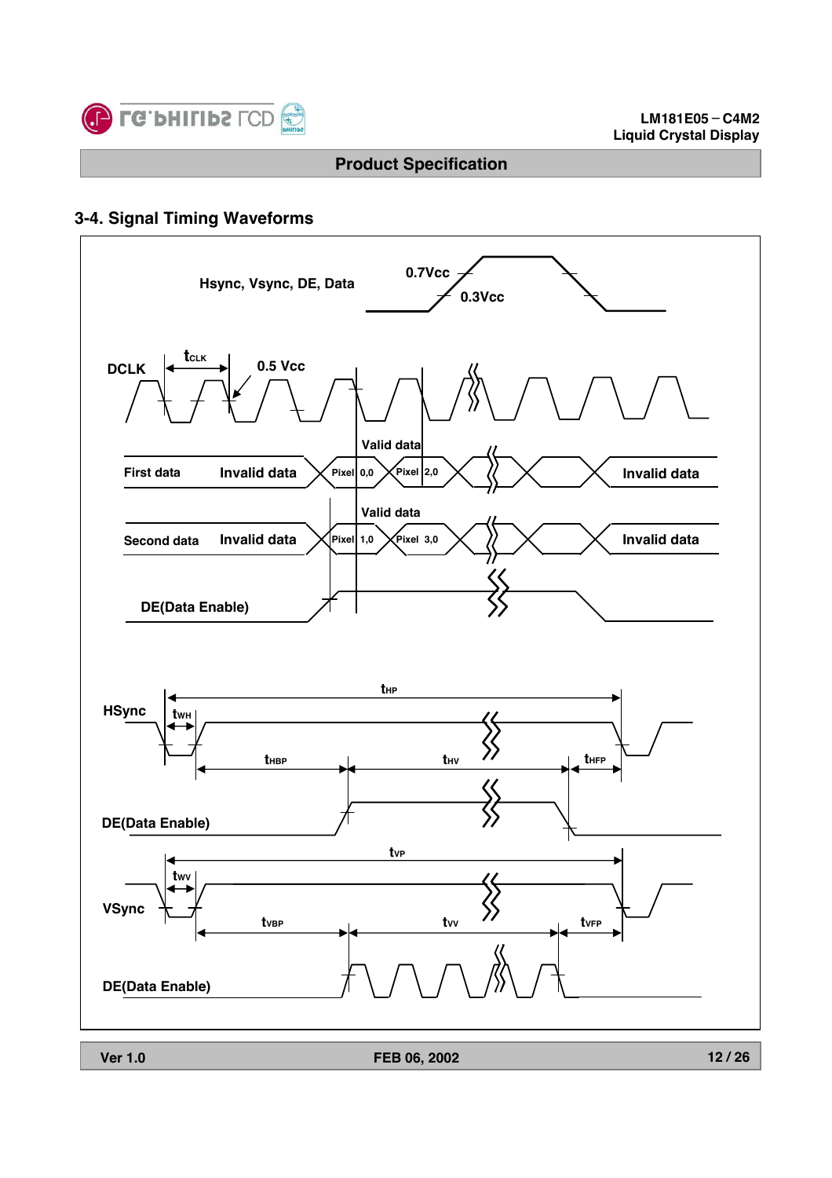## 3-4. Signal Timing Waveforms

Hsync, Vsync, DE, Data

0.7Vcc

0.3Vcc

DCLK

$t_{CLK}$

0.5 Vcc

Valid data

First data

Invalid data

Pixel 0,0

Pixel 2,0

Invalid data

Valid data

Second data

Invalid data

Pixel 1,0

Pixel 3,0

Invalid data

DE(Data Enable)

HSync

$t_{HP}$

$t_{WH}$

$t_{HBP}$

$t_{HV}$

$t_{HFP}$

DE(Data Enable)

$t_{VP}$

$t_{WV}$

VSync

$t_{VBP}$

$t_{VV}$

$t_{VFP}$

DE(Data Enable)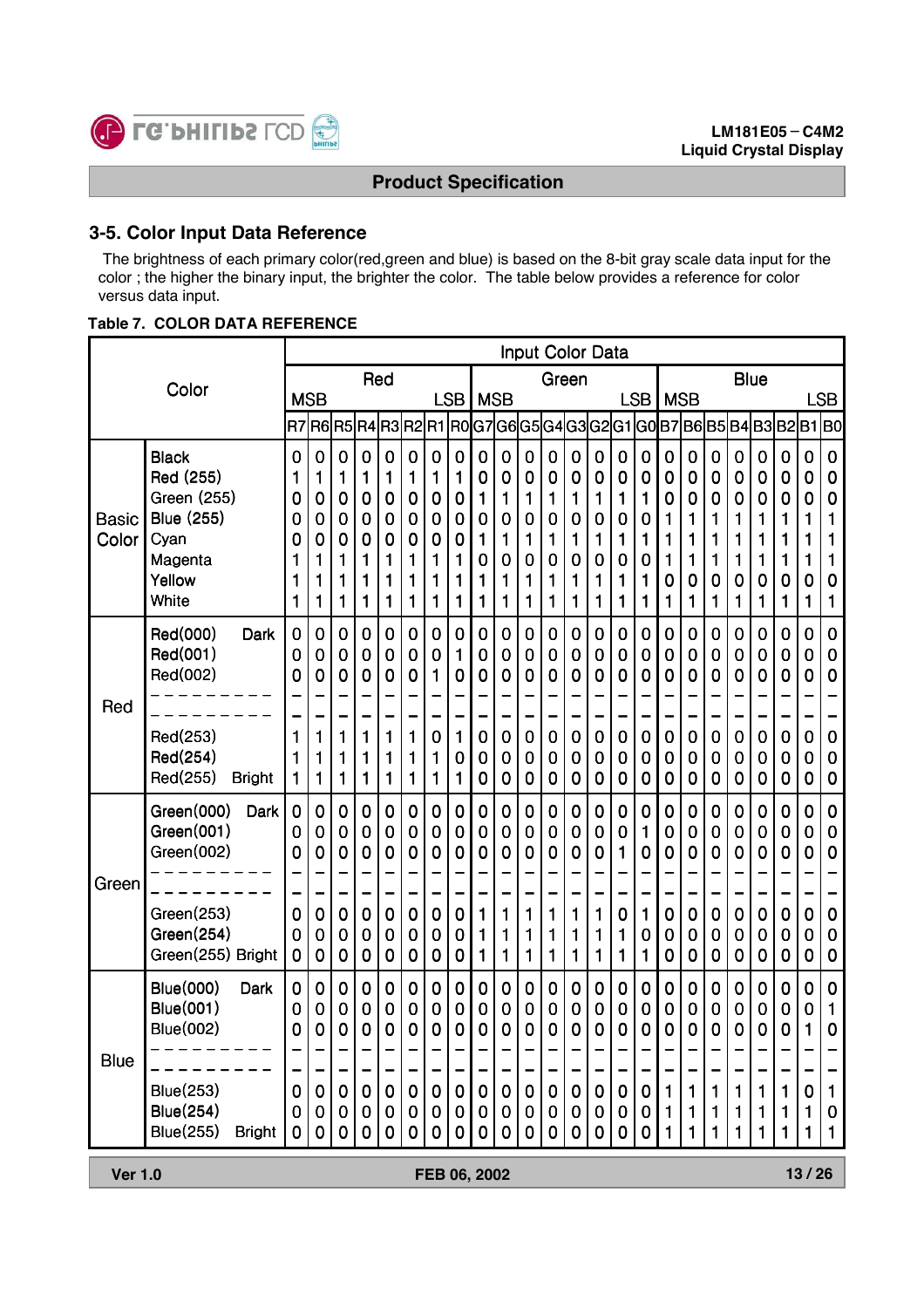## 3-5. Color Input Data Reference

The brightness of each primary color(red,green and blue) is based on the 8-bit gray scale data input for the color ; the higher the binary input, the brighter the color. The table below provides a reference for color versus data input.

**Table 7. COLOR DATA REFERENCE**

| Color | | Red MSB | | | | | | | Red LSB | Green MSB | | | | | | | Green LSB | Blue MSB | | | | | | | Blue LSB |
|---|---|---|---|---|---|---|---|---|---|---|---|---|---|---|---|---|---|---|---|---|---|---|---|---|---|
| | | R7 | R6 | R5 | R4 | R3 | R2 | R1 | R0 | G7 | G6 | G5 | G4 | G3 | G2 | G1 | G0 | B7 | B6 | B5 | B4 | B3 | B2 | B1 | B0 |
| Basic Color | Black | 0 | 0 | 0 | 0 | 0 | 0 | 0 | 0 | 0 | 0 | 0 | 0 | 0 | 0 | 0 | 0 | 0 | 0 | 0 | 0 | 0 | 0 | 0 | 0 |
| | Red (255) | 1 | 1 | 1 | 1 | 1 | 1 | 1 | 1 | 0 | 0 | 0 | 0 | 0 | 0 | 0 | 0 | 0 | 0 | 0 | 0 | 0 | 0 | 0 | 0 |
| | Green (255) | 0 | 0 | 0 | 0 | 0 | 0 | 0 | 0 | 1 | 1 | 1 | 1 | 1 | 1 | 1 | 1 | 0 | 0 | 0 | 0 | 0 | 0 | 0 | 0 |
| | Blue (255) | 0 | 0 | 0 | 0 | 0 | 0 | 0 | 0 | 0 | 0 | 0 | 0 | 0 | 0 | 0 | 0 | 1 | 1 | 1 | 1 | 1 | 1 | 1 | 1 |
| | Cyan | 0 | 0 | 0 | 0 | 0 | 0 | 0 | 0 | 1 | 1 | 1 | 1 | 1 | 1 | 1 | 1 | 1 | 1 | 1 | 1 | 1 | 1 | 1 | 1 |
| | Magenta | 1 | 1 | 1 | 1 | 1 | 1 | 1 | 1 | 0 | 0 | 0 | 0 | 0 | 0 | 0 | 0 | 1 | 1 | 1 | 1 | 1 | 1 | 1 | 1 |
| | Yellow | 1 | 1 | 1 | 1 | 1 | 1 | 1 | 1 | 1 | 1 | 1 | 1 | 1 | 1 | 1 | 1 | 0 | 0 | 0 | 0 | 0 | 0 | 0 | 0 |
| | White | 1 | 1 | 1 | 1 | 1 | 1 | 1 | 1 | 1 | 1 | 1 | 1 | 1 | 1 | 1 | 1 | 1 | 1 | 1 | 1 | 1 | 1 | 1 | 1 |
| Red | Red(000) Dark | 0 | 0 | 0 | 0 | 0 | 0 | 0 | 0 | 0 | 0 | 0 | 0 | 0 | 0 | 0 | 0 | 0 | 0 | 0 | 0 | 0 | 0 | 0 | 0 |
| | Red(001) | 0 | 0 | 0 | 0 | 0 | 0 | 0 | 1 | 0 | 0 | 0 | 0 | 0 | 0 | 0 | 0 | 0 | 0 | 0 | 0 | 0 | 0 | 0 | 0 |
| | Red(002) | 0 | 0 | 0 | 0 | 0 | 0 | 1 | 0 | 0 | 0 | 0 | 0 | 0 | 0 | 0 | 0 | 0 | 0 | 0 | 0 | 0 | 0 | 0 | 0 |
| | ---------- | - | - | - | - | - | - | - | - | - | - | - | - | - | - | - | - | - | - | - | - | - | - | - | - |
| | ---------- | - | - | - | - | - | - | - | - | - | - | - | - | - | - | - | - | - | - | - | - | - | - | - | - |
| | Red(253) | 1 | 1 | 1 | 1 | 1 | 1 | 0 | 1 | 0 | 0 | 0 | 0 | 0 | 0 | 0 | 0 | 0 | 0 | 0 | 0 | 0 | 0 | 0 | 0 |
| | Red(254) | 1 | 1 | 1 | 1 | 1 | 1 | 1 | 0 | 0 | 0 | 0 | 0 | 0 | 0 | 0 | 0 | 0 | 0 | 0 | 0 | 0 | 0 | 0 | 0 |
| | Red(255) Bright | 1 | 1 | 1 | 1 | 1 | 1 | 1 | 1 | 0 | 0 | 0 | 0 | 0 | 0 | 0 | 0 | 0 | 0 | 0 | 0 | 0 | 0 | 0 | 0 |
| Green | Green(000) Dark | 0 | 0 | 0 | 0 | 0 | 0 | 0 | 0 | 0 | 0 | 0 | 0 | 0 | 0 | 0 | 0 | 0 | 0 | 0 | 0 | 0 | 0 | 0 | 0 |
| | Green(001) | 0 | 0 | 0 | 0 | 0 | 0 | 0 | 0 | 0 | 0 | 0 | 0 | 0 | 0 | 0 | 1 | 0 | 0 | 0 | 0 | 0 | 0 | 0 | 0 |
| | Green(002) | 0 | 0 | 0 | 0 | 0 | 0 | 0 | 0 | 0 | 0 | 0 | 0 | 0 | 0 | 1 | 0 | 0 | 0 | 0 | 0 | 0 | 0 | 0 | 0 |
| | ---------- | - | - | - | - | - | - | - | - | - | - | - | - | - | - | - | - | - | - | - | - | - | - | - | - |
| | ---------- | - | - | - | - | - | - | - | - | - | - | - | - | - | - | - | - | - | - | - | - | - | - | - | - |
| | Green(253) | 0 | 0 | 0 | 0 | 0 | 0 | 0 | 0 | 1 | 1 | 1 | 1 | 1 | 1 | 0 | 1 | 0 | 0 | 0 | 0 | 0 | 0 | 0 | 0 |
| | Green(254) | 0 | 0 | 0 | 0 | 0 | 0 | 0 | 0 | 1 | 1 | 1 | 1 | 1 | 1 | 1 | 0 | 0 | 0 | 0 | 0 | 0 | 0 | 0 | 0 |
| | Green(255) Bright | 0 | 0 | 0 | 0 | 0 | 0 | 0 | 0 | 1 | 1 | 1 | 1 | 1 | 1 | 1 | 1 | 0 | 0 | 0 | 0 | 0 | 0 | 0 | 0 |
| Blue | Blue(000) Dark | 0 | 0 | 0 | 0 | 0 | 0 | 0 | 0 | 0 | 0 | 0 | 0 | 0 | 0 | 0 | 0 | 0 | 0 | 0 | 0 | 0 | 0 | 0 | 0 |
| | Blue(001) | 0 | 0 | 0 | 0 | 0 | 0 | 0 | 0 | 0 | 0 | 0 | 0 | 0 | 0 | 0 | 0 | 0 | 0 | 0 | 0 | 0 | 0 | 0 | 1 |
| | Blue(002) | 0 | 0 | 0 | 0 | 0 | 0 | 0 | 0 | 0 | 0 | 0 | 0 | 0 | 0 | 0 | 0 | 0 | 0 | 0 | 0 | 0 | 0 | 1 | 0 |
| | ---------- | - | - | - | - | - | - | - | - | - | - | - | - | - | - | - | - | - | - | - | - | - | - | - | - |
| | ---------- | - | - | - | - | - | - | - | - | - | - | - | - | - | - | - | - | - | - | - | - | - | - | - | - |
| | Blue(253) | 0 | 0 | 0 | 0 | 0 | 0 | 0 | 0 | 0 | 0 | 0 | 0 | 0 | 0 | 0 | 0 | 1 | 1 | 1 | 1 | 1 | 1 | 0 | 1 |
| | Blue(254) | 0 | 0 | 0 | 0 | 0 | 0 | 0 | 0 | 0 | 0 | 0 | 0 | 0 | 0 | 0 | 0 | 1 | 1 | 1 | 1 | 1 | 1 | 1 | 0 |
| | Blue(255) Bright | 0 | 0 | 0 | 0 | 0 | 0 | 0 | 0 | 0 | 0 | 0 | 0 | 0 | 0 | 0 | 0 | 1 | 1 | 1 | 1 | 1 | 1 | 1 | 1 |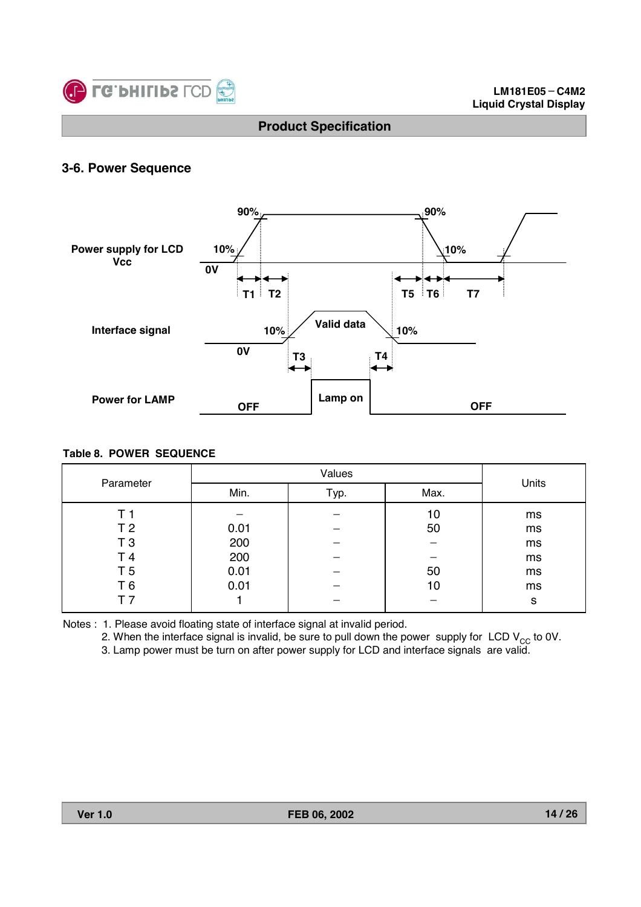## 3-6. Power Sequence

Power supply for LCD Vcc

90%

90%

10%

10%

0V

T1 T2

T5 T6 T7

Interface signal

10%

Valid data

10%

0V

T3

T4

Power for LAMP

OFF

Lamp on

OFF

**Table 8. POWER SEQUENCE**

| Parameter | Values | | | Units |
|---|---|---|---|---|
| | Min. | Typ. | Max. | |
| T 1 | – | – | 10 | ms |
| T 2 | 0.01 | – | 50 | ms |
| T 3 | 200 | – | – | ms |
| T 4 | 200 | – | – | ms |
| T 5 | 0.01 | – | 50 | ms |
| T 6 | 0.01 | – | 10 | ms |
| T 7 | 1 | – | – | s |

Notes : 1. Please avoid floating state of interface signal at invalid period.

2. When the interface signal is invalid, be sure to pull down the power supply for LCD $V_{CC}$ to 0V.

3. Lamp power must be turn on after power supply for LCD and interface signals are valid.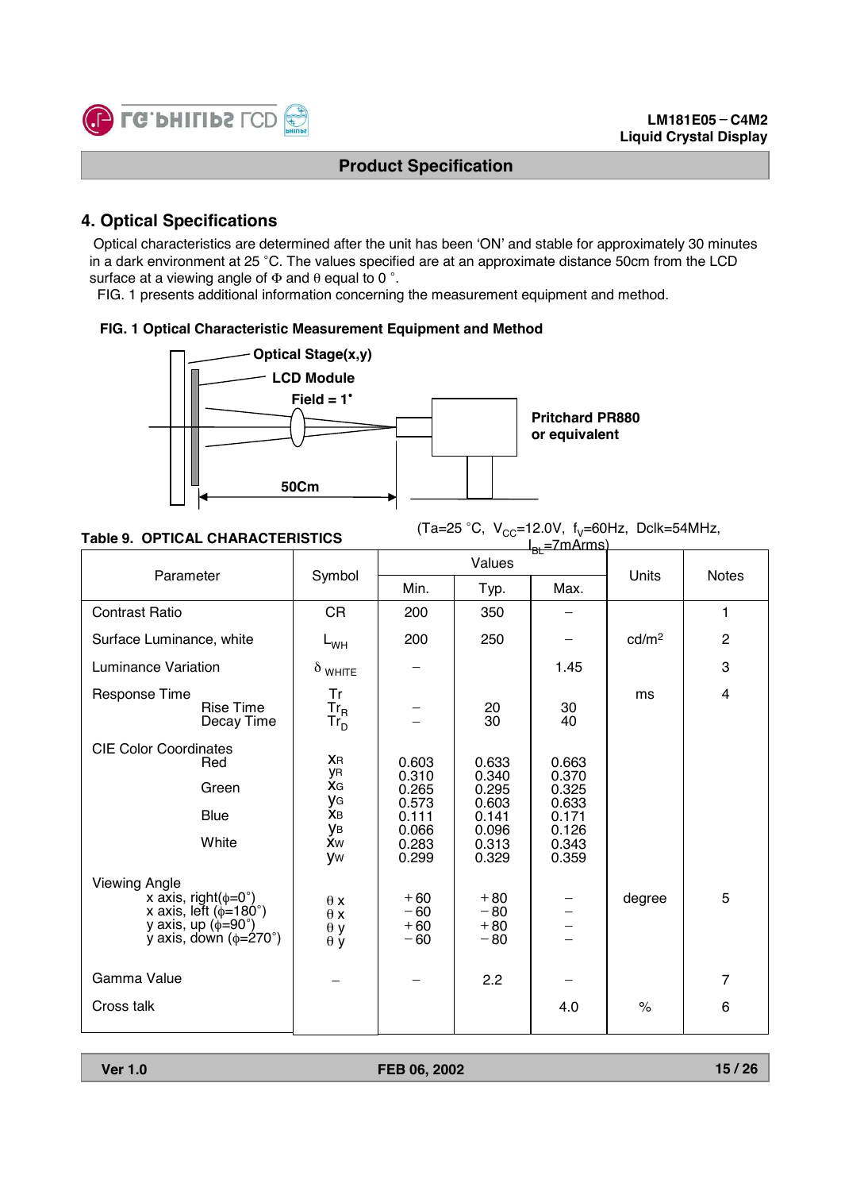## 4. Optical Specifications

Optical characteristics are determined after the unit has been 'ON' and stable for approximately 30 minutes in a dark environment at 25 °C. The values specified are at an approximate distance 50cm from the LCD surface at a viewing angle of Φ and θ equal to 0 °.

FIG. 1 presents additional information concerning the measurement equipment and method.

**FIG. 1 Optical Characteristic Measurement Equipment and Method**

Optical Stage(x,y)

LCD Module

Field = 1°

Pritchard PR880 or equivalent

50Cm

**Table 9. OPTICAL CHARACTERISTICS**

(Ta=25 °C, $V_{CC}$=12.0V, $f_V$=60Hz, Dclk=54MHz, $I_{BL}$=7mArms)

| Parameter | Symbol | Values | | | Units | Notes |
|---|---|---|---|---|---|---|
| | | Min. | Typ. | Max. | | |
| Contrast Ratio | CR | 200 | 350 | – | | 1 |
| Surface Luminance, white | $L_{WH}$ | 200 | 250 | – | cd/m² | 2 |
| Luminance Variation | $\delta_{WHITE}$ | – | | 1.45 | | 3 |
| Response Time | Tr | | | | ms | 4 |
| Rise Time | $Tr_R$ | – | 20 | 30 | | |
| Decay Time | $Tr_D$ | – | 30 | 40 | | |
| CIE Color Coordinates | | | | | | |
| Red | $x_R$ | 0.603 | 0.633 | 0.663 | | |
| | $y_R$ | 0.310 | 0.340 | 0.370 | | |
| Green | $x_G$ | 0.265 | 0.295 | 0.325 | | |
| | $y_G$ | 0.573 | 0.603 | 0.633 | | |
| Blue | $x_B$ | 0.111 | 0.141 | 0.171 | | |
| | $y_B$ | 0.066 | 0.096 | 0.126 | | |
| White | $x_W$ | 0.283 | 0.313 | 0.343 | | |
| | $y_W$ | 0.299 | 0.329 | 0.359 | | |
| Viewing Angle | | | | | | |
| x axis, right(φ=0°) | θ x | +60 | +80 | – | degree | 5 |
| x axis, left (φ=180°) | θ x | −60 | −80 | – | | |
| y axis, up (φ=90°) | θ y | +60 | +80 | – | | |
| y axis, down (φ=270°) | θ y | −60 | −80 | – | | |
| Gamma Value | – | – | 2.2 | – | | 7 |
| Cross talk | | | | 4.0 | % | 6 |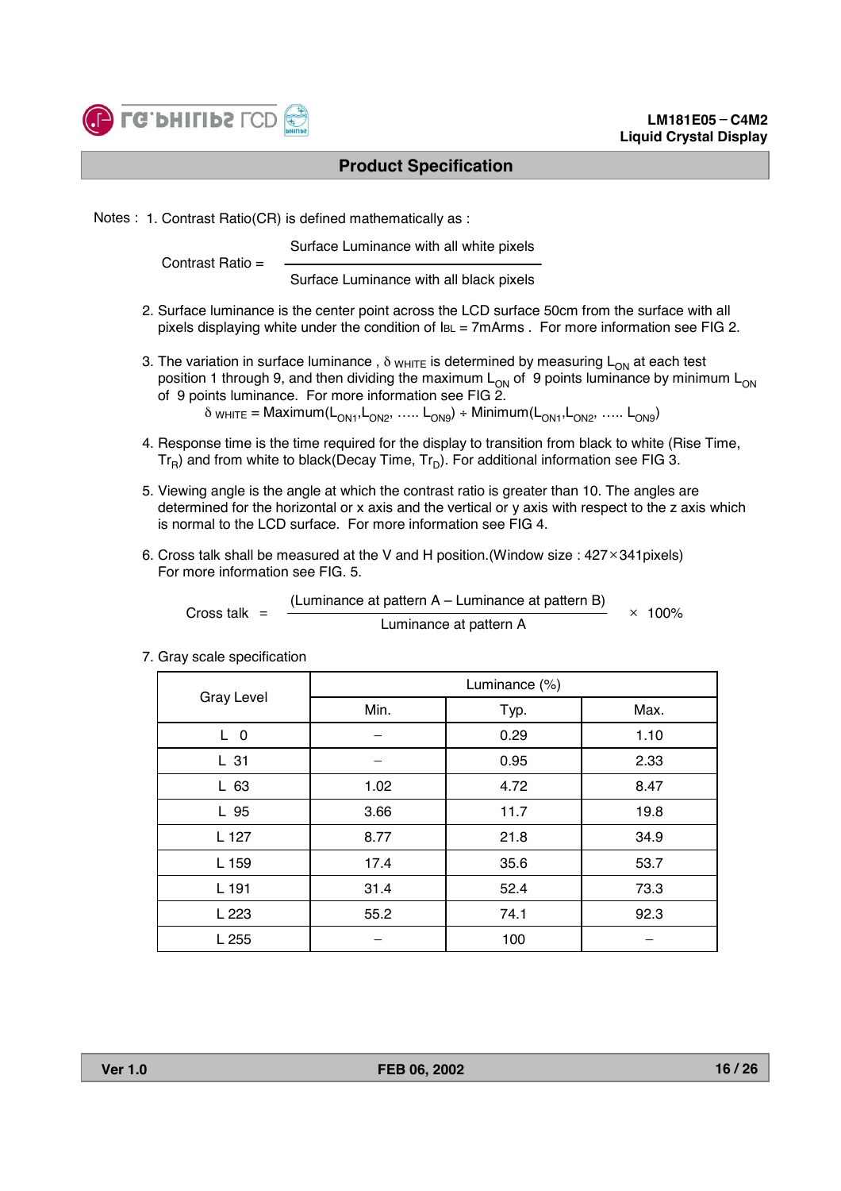## Product Specification

Notes : 1. Contrast Ratio(CR) is defined mathematically as :

$$\text{Contrast Ratio} = \frac{\text{Surface Luminance with all white pixels}}{\text{Surface Luminance with all black pixels}}$$

2. Surface luminance is the center point across the LCD surface 50cm from the surface with all pixels displaying white under the condition of $I_{BL}$ = 7mArms . For more information see FIG 2.

3. The variation in surface luminance , $\delta_{WHITE}$ is determined by measuring $L_{ON}$ at each test position 1 through 9, and then dividing the maximum $L_{ON}$ of 9 points luminance by minimum $L_{ON}$ of 9 points luminance. For more information see FIG 2.

$$\delta_{WHITE} = \text{Maximum}(L_{ON1}, L_{ON2}, \ldots.. L_{ON9}) \div \text{Minimum}(L_{ON1}, L_{ON2}, \ldots.. L_{ON9})$$

4. Response time is the time required for the display to transition from black to white (Rise Time, $Tr_R$) and from white to black(Decay Time, $Tr_D$). For additional information see FIG 3.

5. Viewing angle is the angle at which the contrast ratio is greater than 10. The angles are determined for the horizontal or x axis and the vertical or y axis with respect to the z axis which is normal to the LCD surface. For more information see FIG 4.

6. Cross talk shall be measured at the V and H position.(Window size : 427×341pixels) For more information see FIG. 5.

$$\text{Cross talk} = \frac{(\text{Luminance at pattern A} - \text{Luminance at pattern B})}{\text{Luminance at pattern A}} \times 100\%$$

7. Gray scale specification

| Gray Level | Luminance (%) | | |
|---|---|---|---|
| | Min. | Typ. | Max. |
| L 0 | – | 0.29 | 1.10 |
| L 31 | – | 0.95 | 2.33 |
| L 63 | 1.02 | 4.72 | 8.47 |
| L 95 | 3.66 | 11.7 | 19.8 |
| L 127 | 8.77 | 21.8 | 34.9 |
| L 159 | 17.4 | 35.6 | 53.7 |
| L 191 | 31.4 | 52.4 | 73.3 |
| L 223 | 55.2 | 74.1 | 92.3 |
| L 255 | – | 100 | – |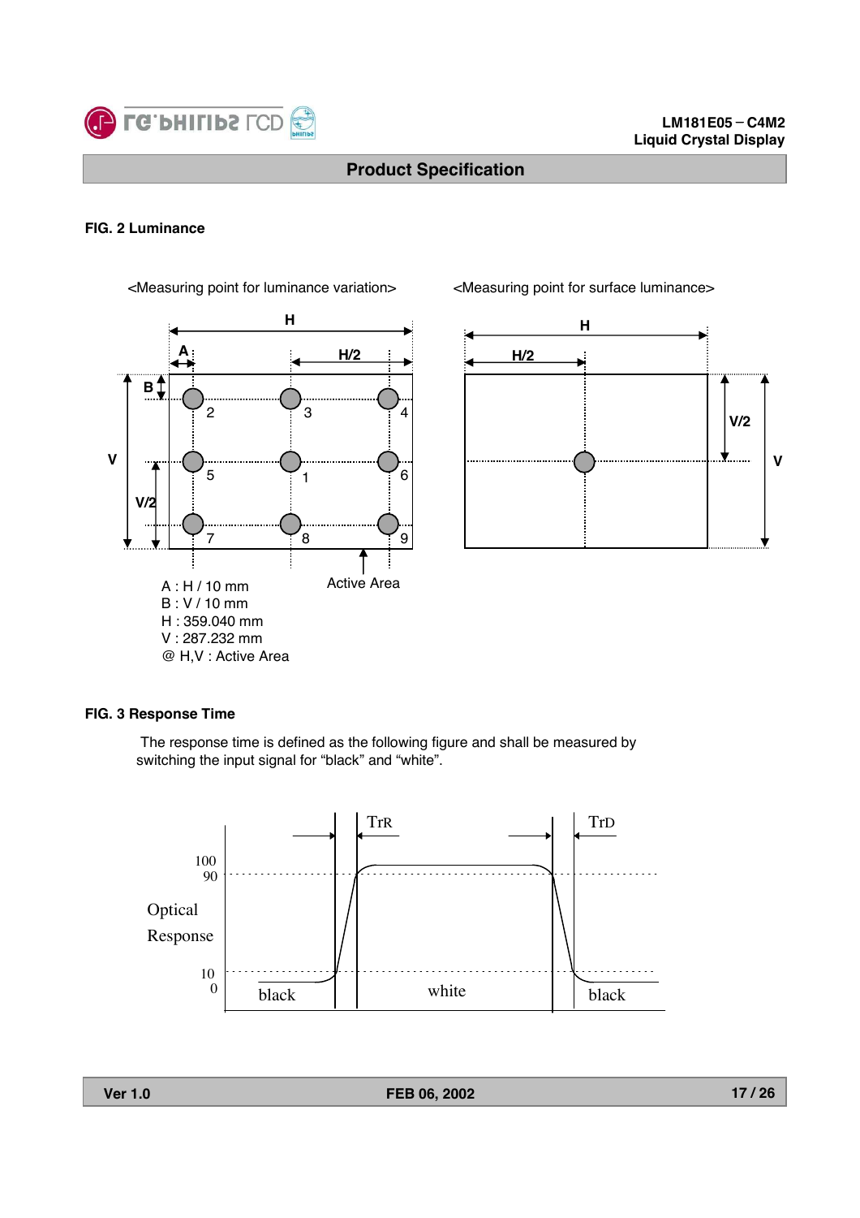**FIG. 2 Luminance**

<Measuring point for luminance variation>

H

A

H/2

B

V

V/2

2 3 4

5 1 6

7 8 9

Active Area

A : H / 10 mm
B : V / 10 mm
H : 359.040 mm
V : 287.232 mm
@ H,V : Active Area

<Measuring point for surface luminance>

H

H/2

V/2

V

**FIG. 3 Response Time**

The response time is defined as the following figure and shall be measured by switching the input signal for "black" and "white".

TrR

TrD

100
90

Optical
Response

10
0

black

white

black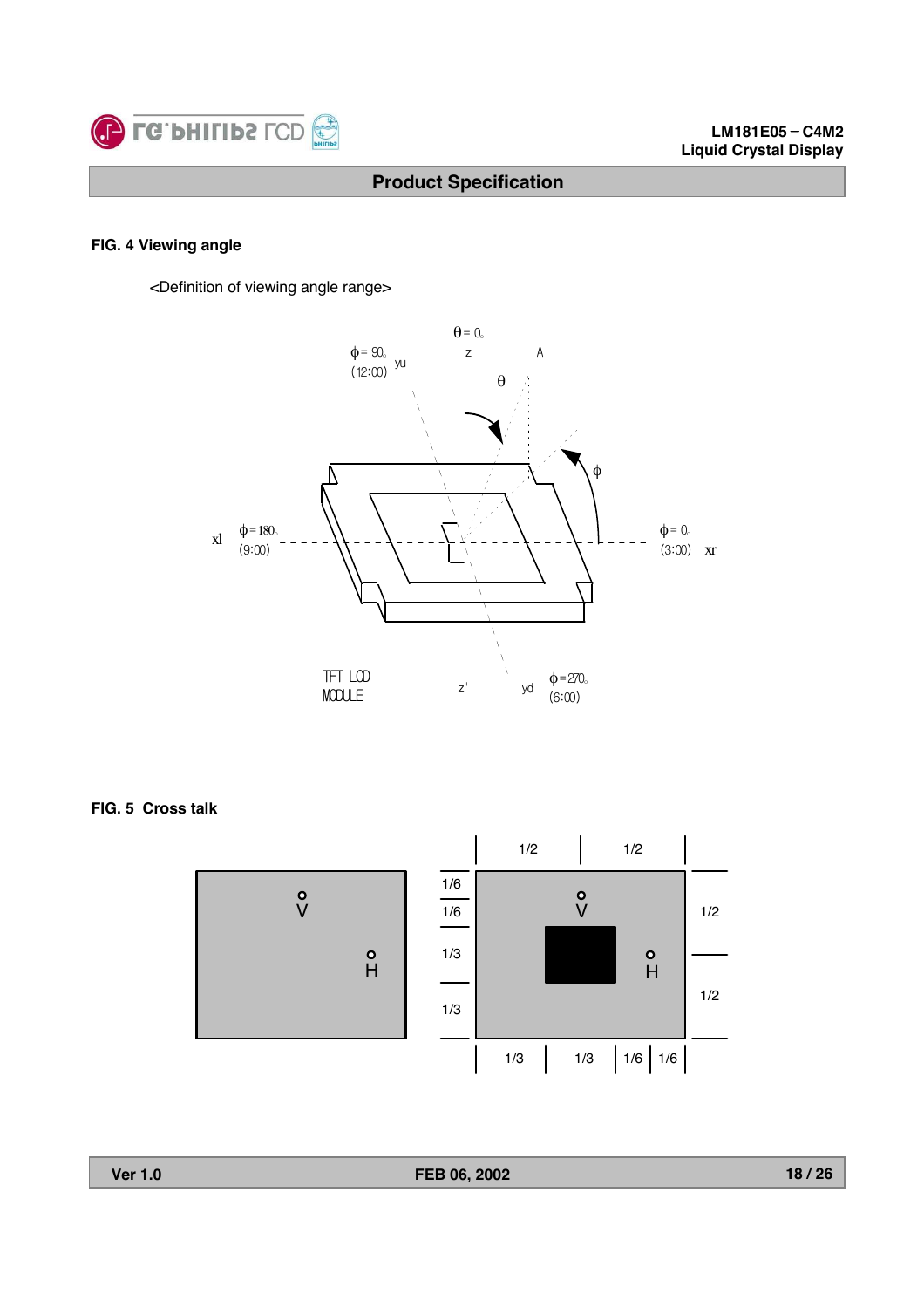**FIG. 4 Viewing angle**

<Definition of viewing angle range>

$\theta = 0°$

$\phi = 90°$ (12:00) yu

z

A

$\theta$

$\phi$

xl $\phi = 180°$ (9:00)

$\phi = 0°$ (3:00) xr

TFT LCD MODULE

z'

yd

$\phi = 270°$ (6:00)

**FIG. 5 Cross talk**

V

H

1/2 1/2

1/6

1/6

1/3

1/3

V

H

1/2

1/2

1/3 1/3 1/6 1/6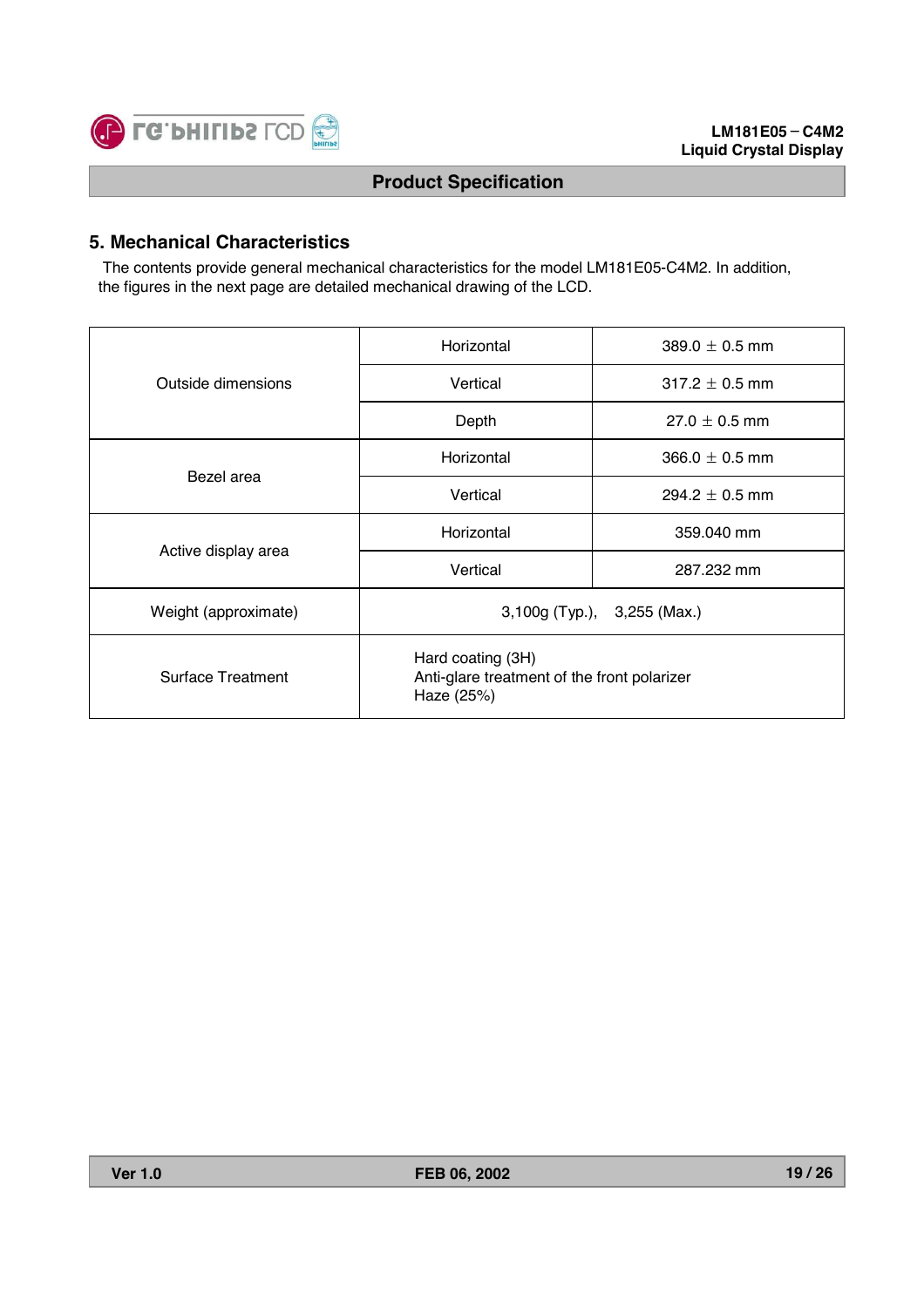## 5. Mechanical Characteristics

The contents provide general mechanical characteristics for the model LM181E05-C4M2. In addition, the figures in the next page are detailed mechanical drawing of the LCD.

| | | |
|---|---|---|
| Outside dimensions | Horizontal | 389.0 ± 0.5 mm |
| | Vertical | 317.2 ± 0.5 mm |
| | Depth | 27.0 ± 0.5 mm |
| Bezel area | Horizontal | 366.0 ± 0.5 mm |
| | Vertical | 294.2 ± 0.5 mm |
| Active display area | Horizontal | 359.040 mm |
| | Vertical | 287.232 mm |
| Weight (approximate) | 3,100g (Typ.), 3,255 (Max.) | |
| Surface Treatment | Hard coating (3H)<br>Anti-glare treatment of the front polarizer<br>Haze (25%) | |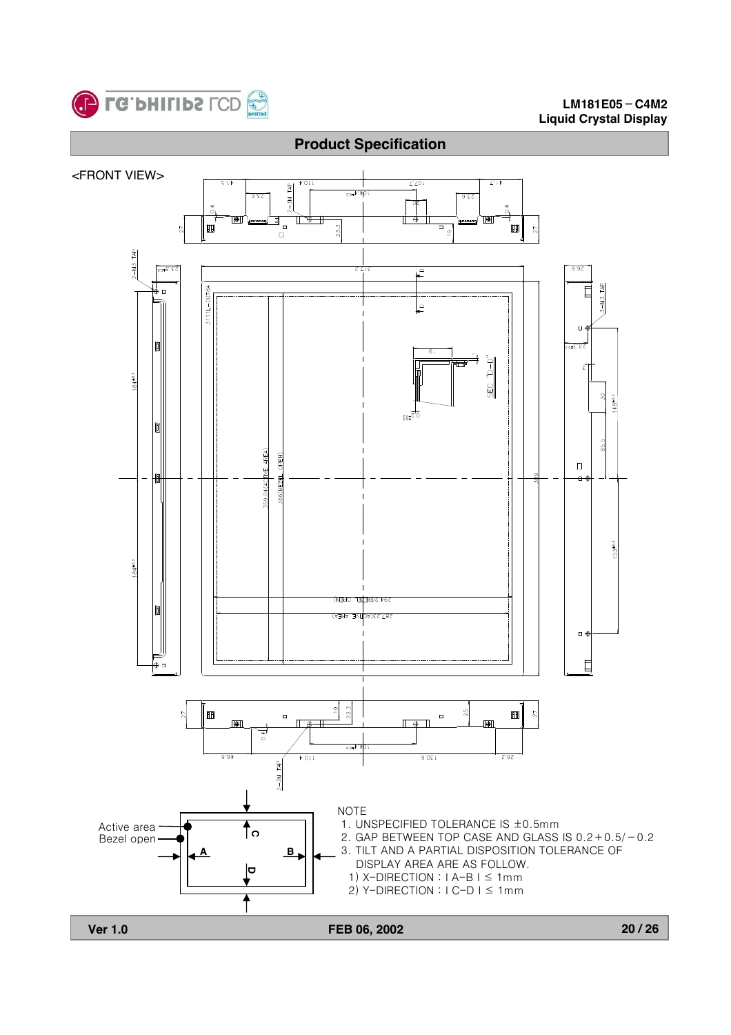## Product Specification

<FRONT VIEW>

NOTE

1. UNSPECIFIED TOLERANCE IS ±0.5mm
2. GAP BETWEEN TOP CASE AND GLASS IS 0.2+0.5/−0.2
3. TILT AND A PARTIAL DISPOSITION TOLERANCE OF DISPLAY AREA ARE AS FOLLOW.
   1) X-DIRECTION : l A−B l ≤ 1mm
   2) Y-DIRECTION : l C−D l ≤ 1mm

Active area

Bezel open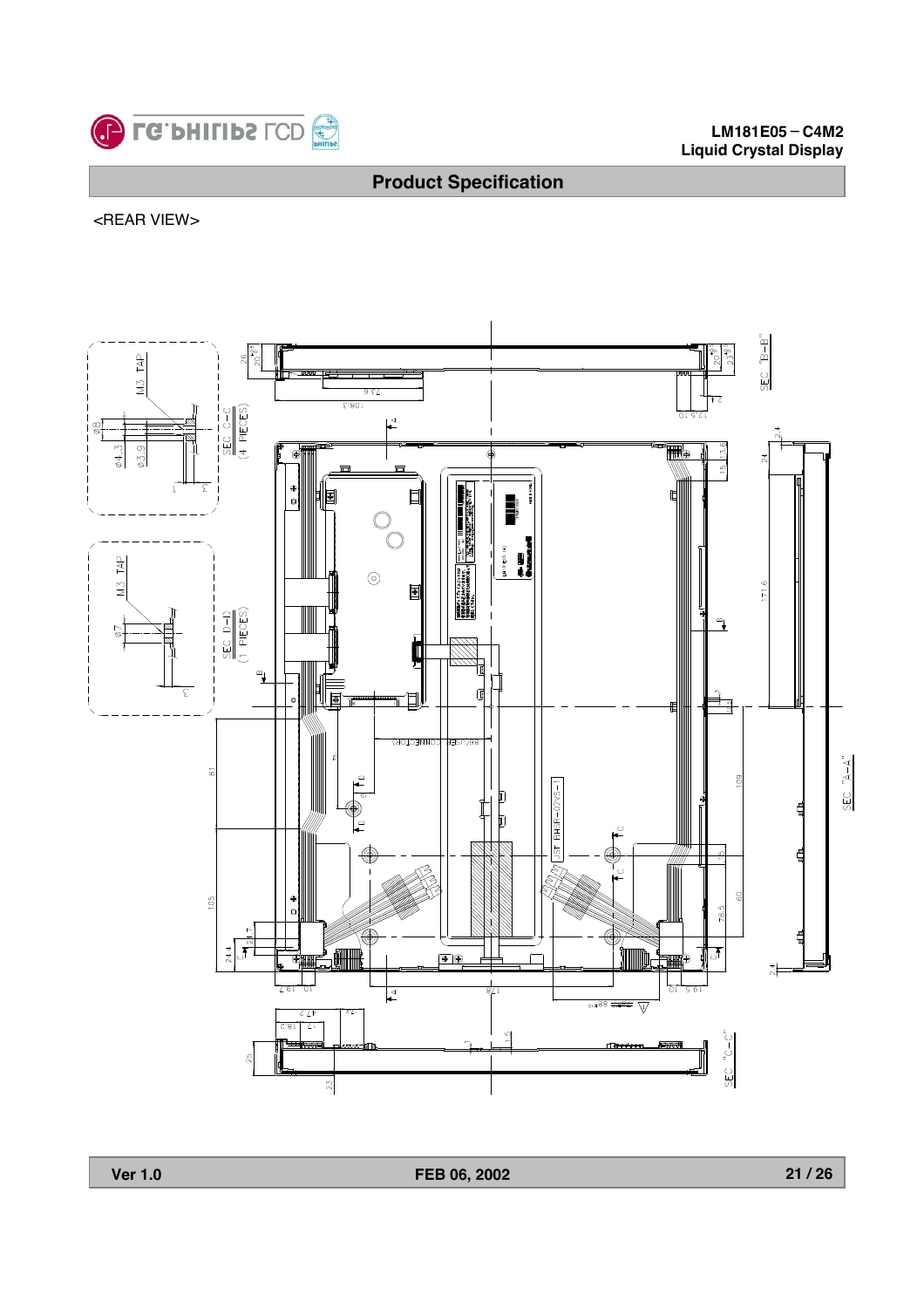## Product Specification

<REAR VIEW>

M3 TAP

SEC C–C (4 PIECES)

M3 TAP

SEC D–D (1 PIECES)

SEC "B–B"

SEC "A–A"

SEC "C–C"

USER CONNECTOR

LST BHSR-02VS-1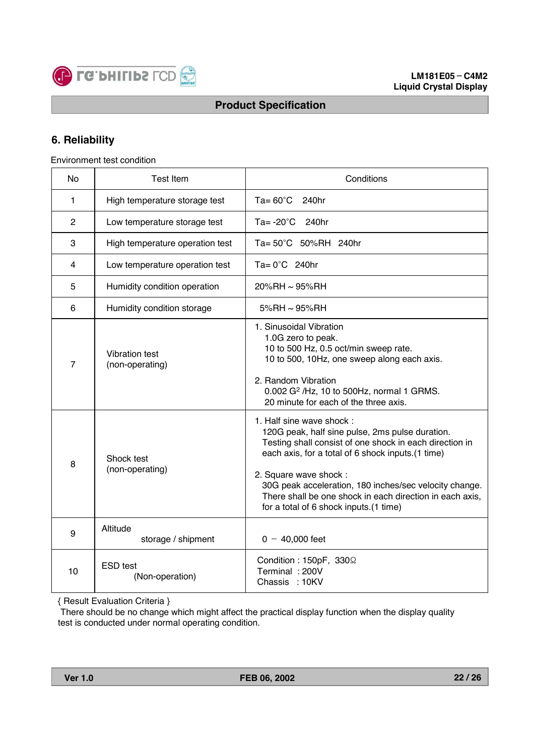## 6. Reliability

Environment test condition

| No | Test Item | Conditions |
|---|---|---|
| 1 | High temperature storage test | Ta= 60°C 240hr |
| 2 | Low temperature storage test | Ta= -20°C 240hr |
| 3 | High temperature operation test | Ta= 50°C 50%RH 240hr |
| 4 | Low temperature operation test | Ta= 0°C 240hr |
| 5 | Humidity condition operation | 20%RH ~ 95%RH |
| 6 | Humidity condition storage | 5%RH ~ 95%RH |
| 7 | Vibration test (non-operating) | 1. Sinusoidal Vibration<br>1.0G zero to peak.<br>10 to 500 Hz, 0.5 oct/min sweep rate.<br>10 to 500, 10Hz, one sweep along each axis.<br><br>2. Random Vibration<br>0.002 $G^2$ /Hz, 10 to 500Hz, normal 1 GRMS.<br>20 minute for each of the three axis. |
| 8 | Shock test (non-operating) | 1. Half sine wave shock :<br>120G peak, half sine pulse, 2ms pulse duration.<br>Testing shall consist of one shock in each direction in each axis, for a total of 6 shock inputs.(1 time)<br><br>2. Square wave shock :<br>30G peak acceleration, 180 inches/sec velocity change.<br>There shall be one shock in each direction in each axis, for a total of 6 shock inputs.(1 time) |
| 9 | Altitude storage / shipment | 0 – 40,000 feet |
| 10 | ESD test (Non-operation) | Condition : 150pF, 330Ω<br>Terminal : 200V<br>Chassis : 10KV |

{ Result Evaluation Criteria }

There should be no change which might affect the practical display function when the display quality test is conducted under normal operating condition.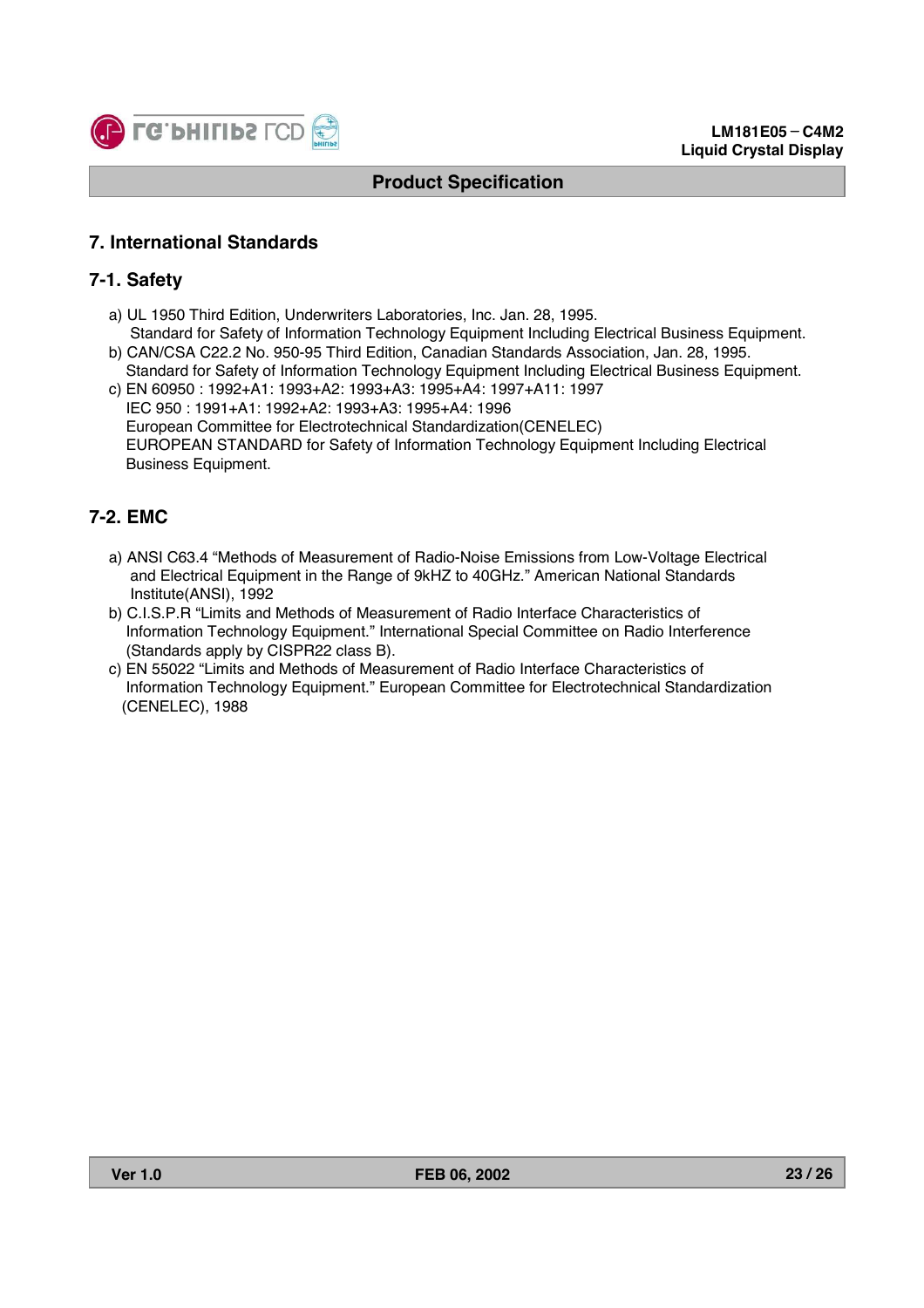# 7. International Standards

## 7-1. Safety

a) UL 1950 Third Edition, Underwriters Laboratories, Inc. Jan. 28, 1995.
Standard for Safety of Information Technology Equipment Including Electrical Business Equipment.

b) CAN/CSA C22.2 No. 950-95 Third Edition, Canadian Standards Association, Jan. 28, 1995.
Standard for Safety of Information Technology Equipment Including Electrical Business Equipment.

c) EN 60950 : 1992+A1: 1993+A2: 1993+A3: 1995+A4: 1997+A11: 1997
IEC 950 : 1991+A1: 1992+A2: 1993+A3: 1995+A4: 1996
European Committee for Electrotechnical Standardization(CENELEC)
EUROPEAN STANDARD for Safety of Information Technology Equipment Including Electrical Business Equipment.

## 7-2. EMC

a) ANSI C63.4 "Methods of Measurement of Radio-Noise Emissions from Low-Voltage Electrical and Electrical Equipment in the Range of 9kHZ to 40GHz." American National Standards Institute(ANSI), 1992

b) C.I.S.P.R "Limits and Methods of Measurement of Radio Interface Characteristics of Information Technology Equipment." International Special Committee on Radio Interference (Standards apply by CISPR22 class B).

c) EN 55022 "Limits and Methods of Measurement of Radio Interface Characteristics of Information Technology Equipment." European Committee for Electrotechnical Standardization (CENELEC), 1988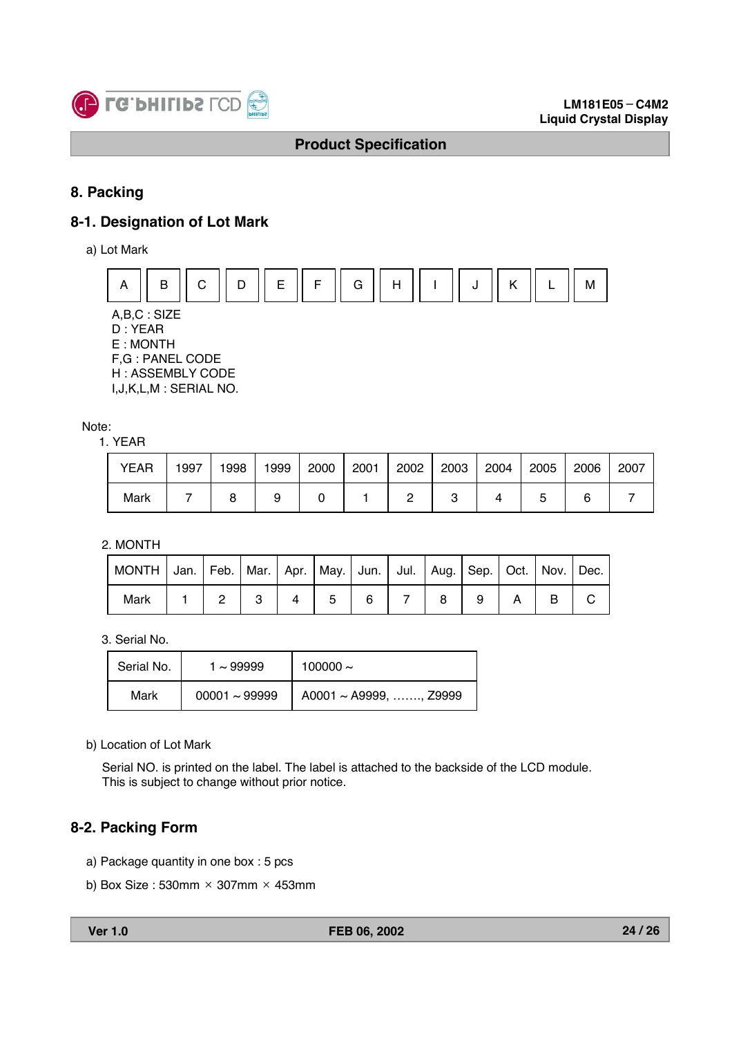## 8. Packing

### 8-1. Designation of Lot Mark

a) Lot Mark

| | | | | | | | | | | | | |
|---|---|---|---|---|---|---|---|---|---|---|---|---|
| A | B | C | D | E | F | G | H | I | J | K | L | M |

A,B,C : SIZE
D : YEAR
E : MONTH
F,G : PANEL CODE
H : ASSEMBLY CODE
I,J,K,L,M : SERIAL NO.

Note:

1. YEAR

| YEAR | 1997 | 1998 | 1999 | 2000 | 2001 | 2002 | 2003 | 2004 | 2005 | 2006 | 2007 |
|---|---|---|---|---|---|---|---|---|---|---|---|
| Mark | 7 | 8 | 9 | 0 | 1 | 2 | 3 | 4 | 5 | 6 | 7 |

2. MONTH

| MONTH | Jan. | Feb. | Mar. | Apr. | May. | Jun. | Jul. | Aug. | Sep. | Oct. | Nov. | Dec. |
|---|---|---|---|---|---|---|---|---|---|---|---|---|
| Mark | 1 | 2 | 3 | 4 | 5 | 6 | 7 | 8 | 9 | A | B | C |

3. Serial No.

| Serial No. | 1 ~ 99999 | 100000 ~ |
|---|---|---|
| Mark | 00001 ~ 99999 | A0001 ~ A9999, ……., Z9999 |

b) Location of Lot Mark

Serial NO. is printed on the label. The label is attached to the backside of the LCD module.
This is subject to change without prior notice.

### 8-2. Packing Form

a) Package quantity in one box : 5 pcs

b) Box Size : 530mm × 307mm × 453mm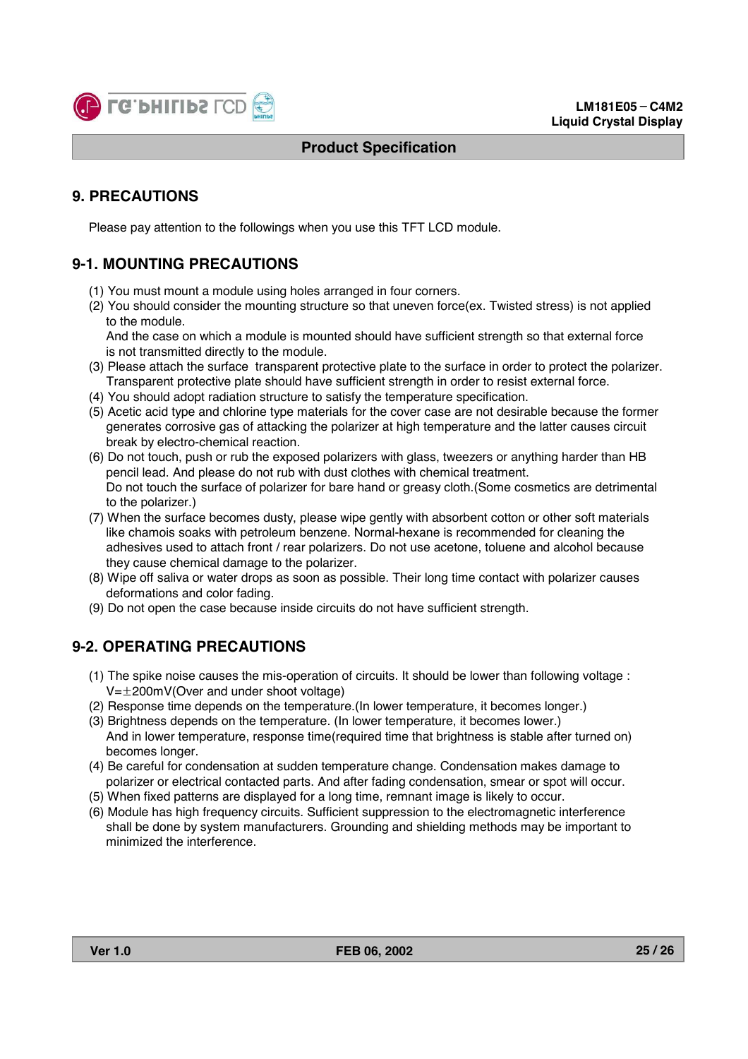## 9. PRECAUTIONS

Please pay attention to the followings when you use this TFT LCD module.

### 9-1. MOUNTING PRECAUTIONS

(1) You must mount a module using holes arranged in four corners.
(2) You should consider the mounting structure so that uneven force(ex. Twisted stress) is not applied to the module.
    And the case on which a module is mounted should have sufficient strength so that external force is not transmitted directly to the module.
(3) Please attach the surface transparent protective plate to the surface in order to protect the polarizer. Transparent protective plate should have sufficient strength in order to resist external force.
(4) You should adopt radiation structure to satisfy the temperature specification.
(5) Acetic acid type and chlorine type materials for the cover case are not desirable because the former generates corrosive gas of attacking the polarizer at high temperature and the latter causes circuit break by electro-chemical reaction.
(6) Do not touch, push or rub the exposed polarizers with glass, tweezers or anything harder than HB pencil lead. And please do not rub with dust clothes with chemical treatment.
    Do not touch the surface of polarizer for bare hand or greasy cloth.(Some cosmetics are detrimental to the polarizer.)
(7) When the surface becomes dusty, please wipe gently with absorbent cotton or other soft materials like chamois soaks with petroleum benzene. Normal-hexane is recommended for cleaning the adhesives used to attach front / rear polarizers. Do not use acetone, toluene and alcohol because they cause chemical damage to the polarizer.
(8) Wipe off saliva or water drops as soon as possible. Their long time contact with polarizer causes deformations and color fading.
(9) Do not open the case because inside circuits do not have sufficient strength.

### 9-2. OPERATING PRECAUTIONS

(1) The spike noise causes the mis-operation of circuits. It should be lower than following voltage : V=±200mV(Over and under shoot voltage)
(2) Response time depends on the temperature.(In lower temperature, it becomes longer.)
(3) Brightness depends on the temperature. (In lower temperature, it becomes lower.)
    And in lower temperature, response time(required time that brightness is stable after turned on) becomes longer.
(4) Be careful for condensation at sudden temperature change. Condensation makes damage to polarizer or electrical contacted parts. And after fading condensation, smear or spot will occur.
(5) When fixed patterns are displayed for a long time, remnant image is likely to occur.
(6) Module has high frequency circuits. Sufficient suppression to the electromagnetic interference shall be done by system manufacturers. Grounding and shielding methods may be important to minimized the interference.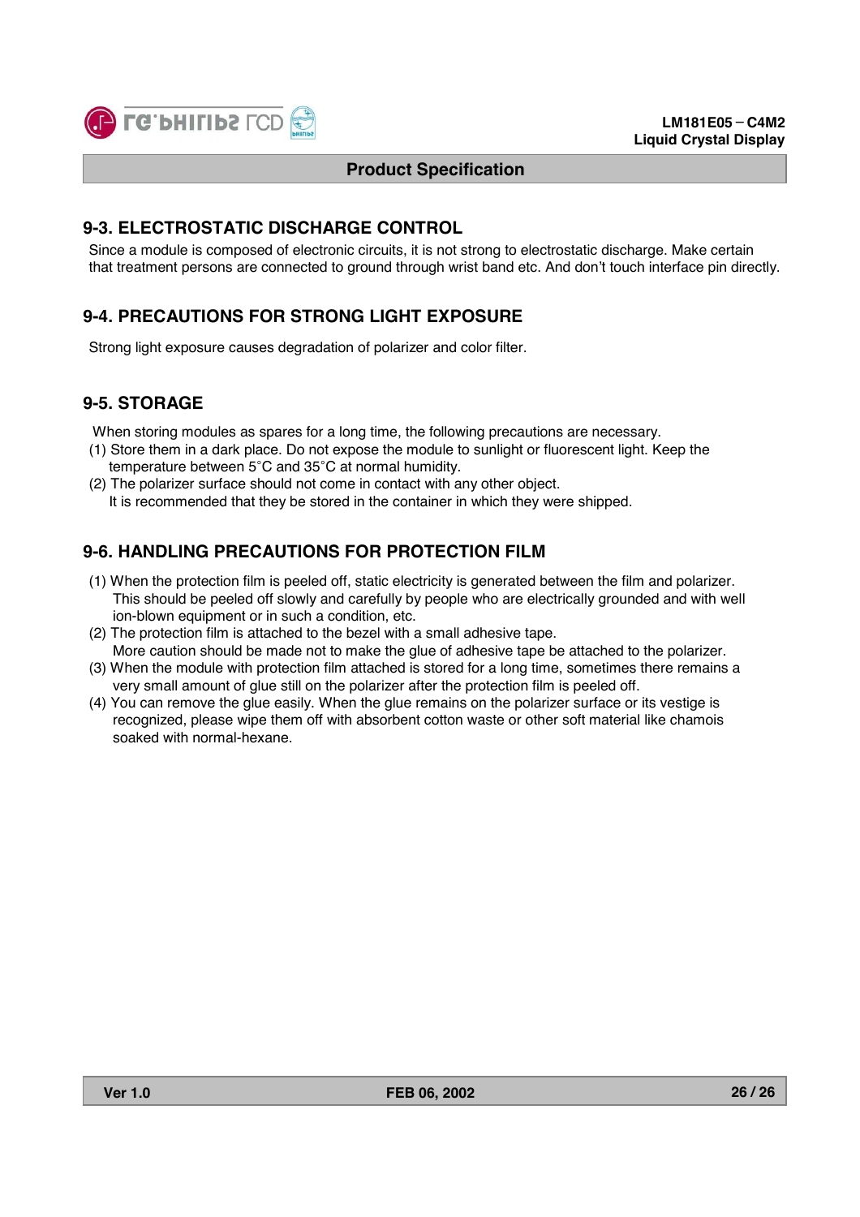## 9-3. ELECTROSTATIC DISCHARGE CONTROL

Since a module is composed of electronic circuits, it is not strong to electrostatic discharge. Make certain that treatment persons are connected to ground through wrist band etc. And don't touch interface pin directly.

## 9-4. PRECAUTIONS FOR STRONG LIGHT EXPOSURE

Strong light exposure causes degradation of polarizer and color filter.

## 9-5. STORAGE

When storing modules as spares for a long time, the following precautions are necessary.

(1) Store them in a dark place. Do not expose the module to sunlight or fluorescent light. Keep the temperature between 5°C and 35°C at normal humidity.

(2) The polarizer surface should not come in contact with any other object.
It is recommended that they be stored in the container in which they were shipped.

## 9-6. HANDLING PRECAUTIONS FOR PROTECTION FILM

(1) When the protection film is peeled off, static electricity is generated between the film and polarizer. This should be peeled off slowly and carefully by people who are electrically grounded and with well ion-blown equipment or in such a condition, etc.

(2) The protection film is attached to the bezel with a small adhesive tape.
More caution should be made not to make the glue of adhesive tape be attached to the polarizer.

(3) When the module with protection film attached is stored for a long time, sometimes there remains a very small amount of glue still on the polarizer after the protection film is peeled off.

(4) You can remove the glue easily. When the glue remains on the polarizer surface or its vestige is recognized, please wipe them off with absorbent cotton waste or other soft material like chamois soaked with normal-hexane.